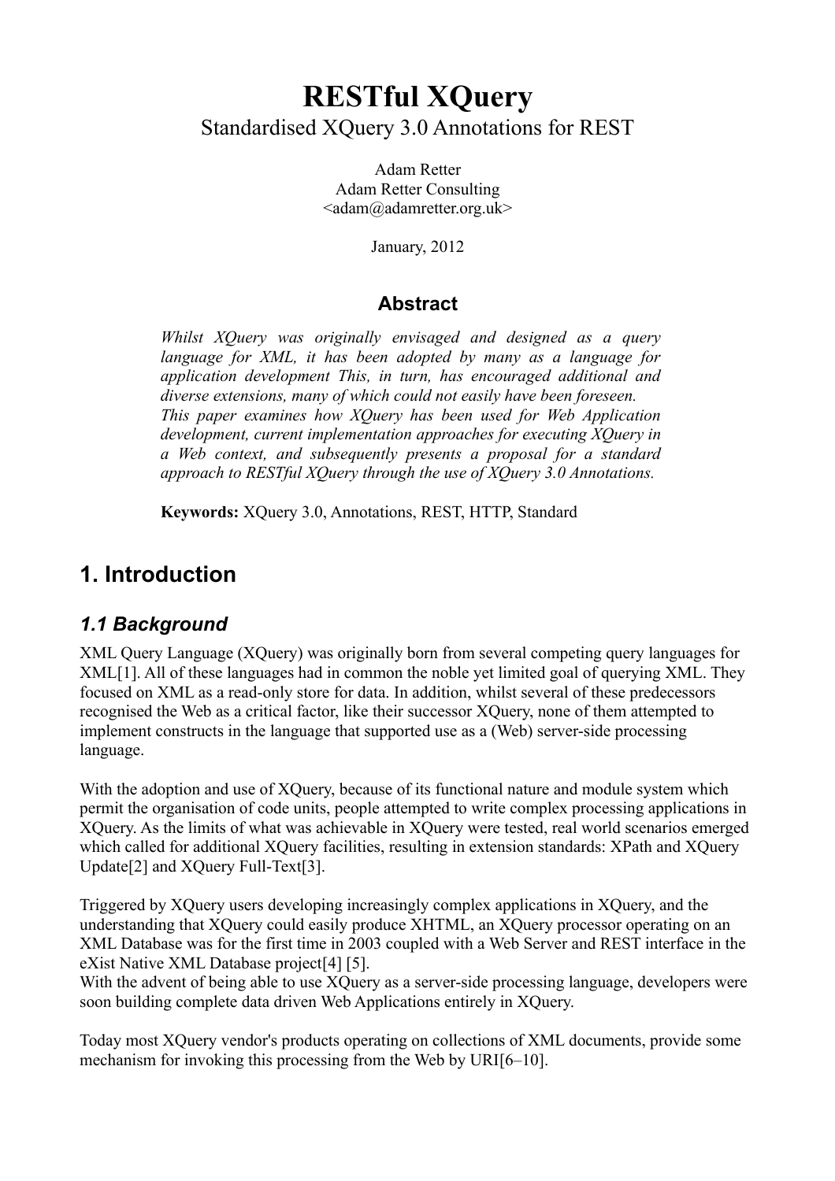# RESTful XQuery

Standardised XQuery 3.0 Annotations for REST

Adam Retter
Adam Retter Consulting
<adam@adamretter.org.uk>

January, 2012

## Abstract

*Whilst XQuery was originally envisaged and designed as a query language for XML, it has been adopted by many as a language for application development This, in turn, has encouraged additional and diverse extensions, many of which could not easily have been foreseen.*
*This paper examines how XQuery has been used for Web Application development, current implementation approaches for executing XQuery in a Web context, and subsequently presents a proposal for a standard approach to RESTful XQuery through the use of XQuery 3.0 Annotations.*

**Keywords:** XQuery 3.0, Annotations, REST, HTTP, Standard

## 1. Introduction

### *1.1 Background*

XML Query Language (XQuery) was originally born from several competing query languages for XML[1]. All of these languages had in common the noble yet limited goal of querying XML. They focused on XML as a read-only store for data. In addition, whilst several of these predecessors recognised the Web as a critical factor, like their successor XQuery, none of them attempted to implement constructs in the language that supported use as a (Web) server-side processing language.

With the adoption and use of XQuery, because of its functional nature and module system which permit the organisation of code units, people attempted to write complex processing applications in XQuery. As the limits of what was achievable in XQuery were tested, real world scenarios emerged which called for additional XQuery facilities, resulting in extension standards: XPath and XQuery Update[2] and XQuery Full-Text[3].

Triggered by XQuery users developing increasingly complex applications in XQuery, and the understanding that XQuery could easily produce XHTML, an XQuery processor operating on an XML Database was for the first time in 2003 coupled with a Web Server and REST interface in the eXist Native XML Database project[4] [5].
With the advent of being able to use XQuery as a server-side processing language, developers were soon building complete data driven Web Applications entirely in XQuery.

Today most XQuery vendor's products operating on collections of XML documents, provide some mechanism for invoking this processing from the Web by URI[6–10].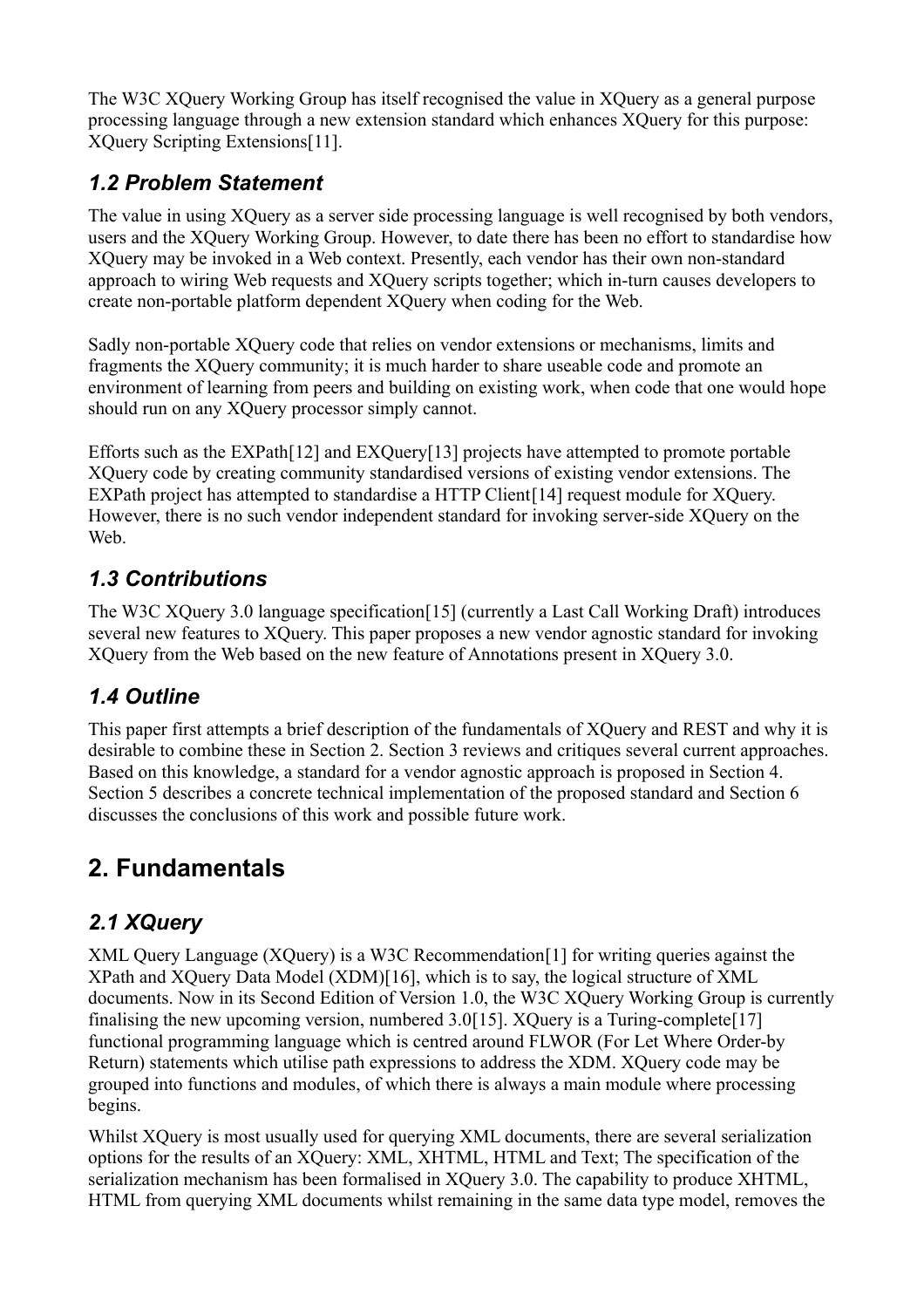The W3C XQuery Working Group has itself recognised the value in XQuery as a general purpose processing language through a new extension standard which enhances XQuery for this purpose: XQuery Scripting Extensions[11].

### *1.2 Problem Statement*

The value in using XQuery as a server side processing language is well recognised by both vendors, users and the XQuery Working Group. However, to date there has been no effort to standardise how XQuery may be invoked in a Web context. Presently, each vendor has their own non-standard approach to wiring Web requests and XQuery scripts together; which in-turn causes developers to create non-portable platform dependent XQuery when coding for the Web.

Sadly non-portable XQuery code that relies on vendor extensions or mechanisms, limits and fragments the XQuery community; it is much harder to share useable code and promote an environment of learning from peers and building on existing work, when code that one would hope should run on any XQuery processor simply cannot.

Efforts such as the EXPath[12] and EXQuery[13] projects have attempted to promote portable XQuery code by creating community standardised versions of existing vendor extensions. The EXPath project has attempted to standardise a HTTP Client[14] request module for XQuery. However, there is no such vendor independent standard for invoking server-side XQuery on the Web.

### *1.3 Contributions*

The W3C XQuery 3.0 language specification[15] (currently a Last Call Working Draft) introduces several new features to XQuery. This paper proposes a new vendor agnostic standard for invoking XQuery from the Web based on the new feature of Annotations present in XQuery 3.0.

### *1.4 Outline*

This paper first attempts a brief description of the fundamentals of XQuery and REST and why it is desirable to combine these in Section 2. Section 3 reviews and critiques several current approaches. Based on this knowledge, a standard for a vendor agnostic approach is proposed in Section 4. Section 5 describes a concrete technical implementation of the proposed standard and Section 6 discusses the conclusions of this work and possible future work.

## 2. Fundamentals

### *2.1 XQuery*

XML Query Language (XQuery) is a W3C Recommendation[1] for writing queries against the XPath and XQuery Data Model (XDM)[16], which is to say, the logical structure of XML documents. Now in its Second Edition of Version 1.0, the W3C XQuery Working Group is currently finalising the new upcoming version, numbered 3.0[15]. XQuery is a Turing-complete[17] functional programming language which is centred around FLWOR (For Let Where Order-by Return) statements which utilise path expressions to address the XDM. XQuery code may be grouped into functions and modules, of which there is always a main module where processing begins.

Whilst XQuery is most usually used for querying XML documents, there are several serialization options for the results of an XQuery: XML, XHTML, HTML and Text; The specification of the serialization mechanism has been formalised in XQuery 3.0. The capability to produce XHTML, HTML from querying XML documents whilst remaining in the same data type model, removes the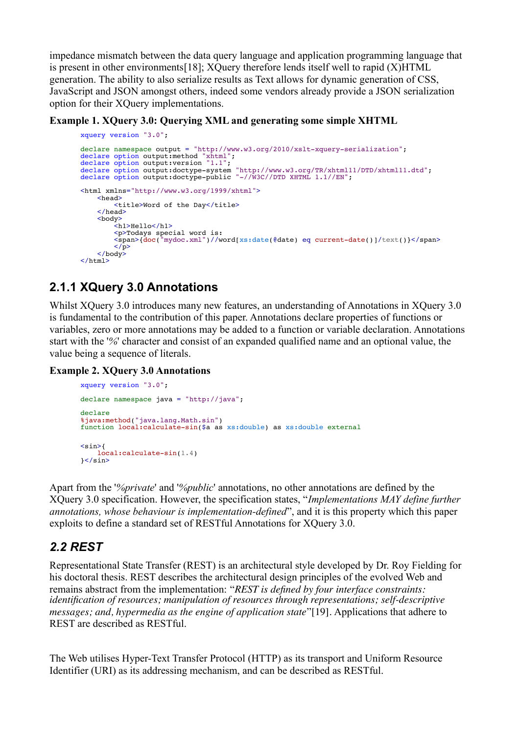impedance mismatch between the data query language and application programming language that is present in other environments[18]; XQuery therefore lends itself well to rapid (X)HTML generation. The ability to also serialize results as Text allows for dynamic generation of CSS, JavaScript and JSON amongst others, indeed some vendors already provide a JSON serialization option for their XQuery implementations.

**Example 1. XQuery 3.0: Querying XML and generating some simple XHTML**

```
xquery version "3.0";

declare namespace output = "http://www.w3.org/2010/xslt-xquery-serialization";
declare option output:method "xhtml";
declare option output:version "1.1";
declare option output:doctype-system "http://www.w3.org/TR/xhtml11/DTD/xhtml11.dtd";
declare option output:doctype-public "-//W3C//DTD XHTML 1.1//EN";

<html xmlns="http://www.w3.org/1999/xhtml">
    <head>
        <title>Word of the Day</title>
    </head>
    <body>
        <h1>Hello</h1>
        <p>Todays special word is:
        <span>{doc("mydoc.xml")//word[xs:date(@date) eq current-date()]/text()}</span>
        </p>
    </body>
</html>
```

## 2.1.1 XQuery 3.0 Annotations

Whilst XQuery 3.0 introduces many new features, an understanding of Annotations in XQuery 3.0 is fundamental to the contribution of this paper. Annotations declare properties of functions or variables, zero or more annotations may be added to a function or variable declaration. Annotations start with the '*%*' character and consist of an expanded qualified name and an optional value, the value being a sequence of literals.

**Example 2. XQuery 3.0 Annotations**

```
xquery version "3.0";

declare namespace java = "http://java";

declare
%java:method("java.lang.Math.sin")
function local:calculate-sin($a as xs:double) as xs:double external


<sin>{
    local:calculate-sin(1.4)
}</sin>
```

Apart from the '*%private*' and '*%public*' annotations, no other annotations are defined by the XQuery 3.0 specification. However, the specification states, "*Implementations MAY define further annotations, whose behaviour is implementation-defined*", and it is this property which this paper exploits to define a standard set of RESTful Annotations for XQuery 3.0.

## *2.2 REST*

Representational State Transfer (REST) is an architectural style developed by Dr. Roy Fielding for his doctoral thesis. REST describes the architectural design principles of the evolved Web and remains abstract from the implementation: "*REST is defined by four interface constraints: identification of resources; manipulation of resources through representations; self-descriptive messages; and, hypermedia as the engine of application state*"[19]. Applications that adhere to REST are described as RESTful.

The Web utilises Hyper-Text Transfer Protocol (HTTP) as its transport and Uniform Resource Identifier (URI) as its addressing mechanism, and can be described as RESTful.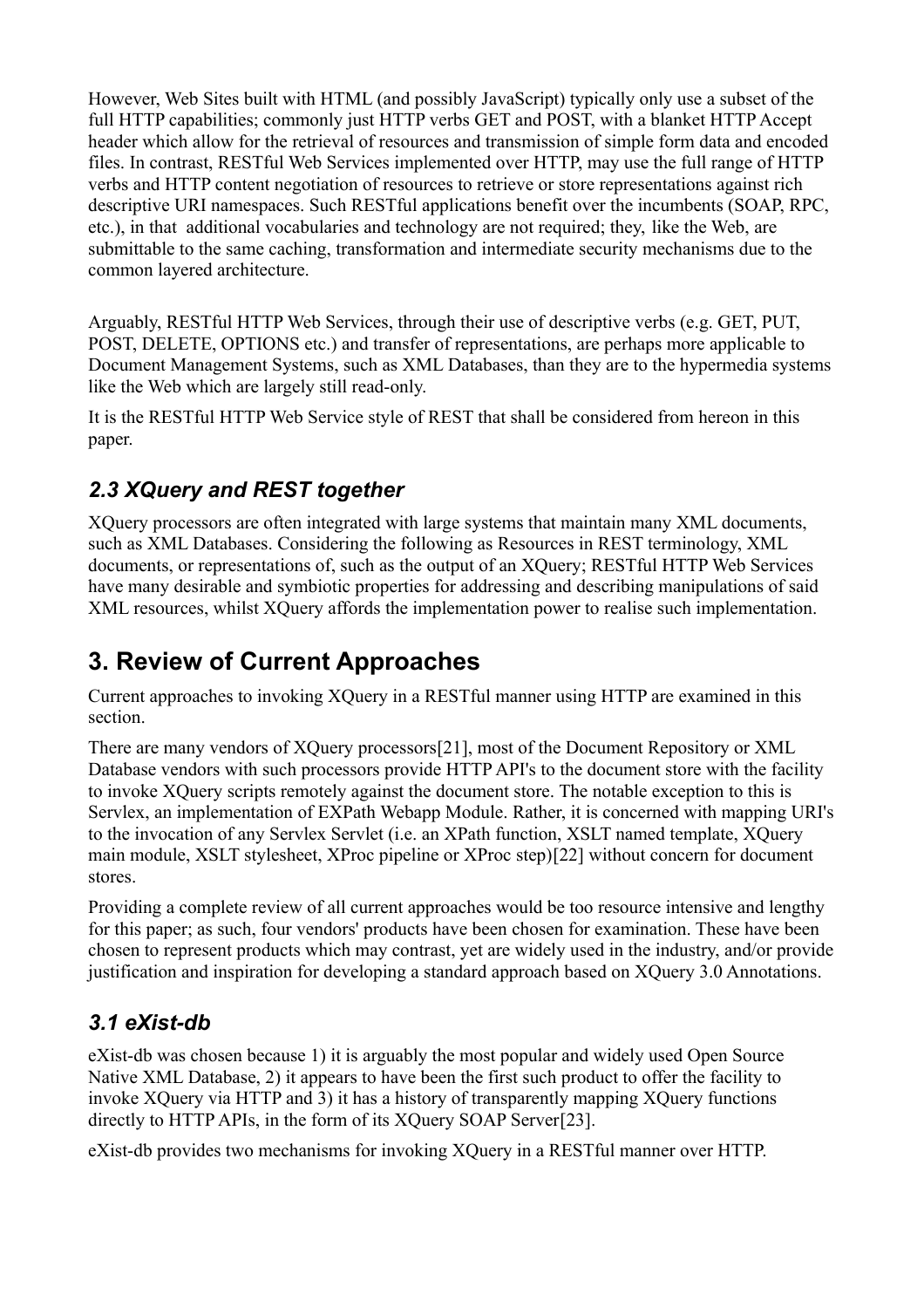However, Web Sites built with HTML (and possibly JavaScript) typically only use a subset of the full HTTP capabilities; commonly just HTTP verbs GET and POST, with a blanket HTTP Accept header which allow for the retrieval of resources and transmission of simple form data and encoded files. In contrast, RESTful Web Services implemented over HTTP, may use the full range of HTTP verbs and HTTP content negotiation of resources to retrieve or store representations against rich descriptive URI namespaces. Such RESTful applications benefit over the incumbents (SOAP, RPC, etc.), in that additional vocabularies and technology are not required; they, like the Web, are submittable to the same caching, transformation and intermediate security mechanisms due to the common layered architecture.

Arguably, RESTful HTTP Web Services, through their use of descriptive verbs (e.g. GET, PUT, POST, DELETE, OPTIONS etc.) and transfer of representations, are perhaps more applicable to Document Management Systems, such as XML Databases, than they are to the hypermedia systems like the Web which are largely still read-only.

It is the RESTful HTTP Web Service style of REST that shall be considered from hereon in this paper.

### *2.3 XQuery and REST together*

XQuery processors are often integrated with large systems that maintain many XML documents, such as XML Databases. Considering the following as Resources in REST terminology, XML documents, or representations of, such as the output of an XQuery; RESTful HTTP Web Services have many desirable and symbiotic properties for addressing and describing manipulations of said XML resources, whilst XQuery affords the implementation power to realise such implementation.

## 3. Review of Current Approaches

Current approaches to invoking XQuery in a RESTful manner using HTTP are examined in this section.

There are many vendors of XQuery processors[21], most of the Document Repository or XML Database vendors with such processors provide HTTP API's to the document store with the facility to invoke XQuery scripts remotely against the document store. The notable exception to this is Servlex, an implementation of EXPath Webapp Module. Rather, it is concerned with mapping URI's to the invocation of any Servlex Servlet (i.e. an XPath function, XSLT named template, XQuery main module, XSLT stylesheet, XProc pipeline or XProc step)[22] without concern for document stores.

Providing a complete review of all current approaches would be too resource intensive and lengthy for this paper; as such, four vendors' products have been chosen for examination. These have been chosen to represent products which may contrast, yet are widely used in the industry, and/or provide justification and inspiration for developing a standard approach based on XQuery 3.0 Annotations.

### *3.1 eXist-db*

eXist-db was chosen because 1) it is arguably the most popular and widely used Open Source Native XML Database, 2) it appears to have been the first such product to offer the facility to invoke XQuery via HTTP and 3) it has a history of transparently mapping XQuery functions directly to HTTP APIs, in the form of its XQuery SOAP Server[23].

eXist-db provides two mechanisms for invoking XQuery in a RESTful manner over HTTP.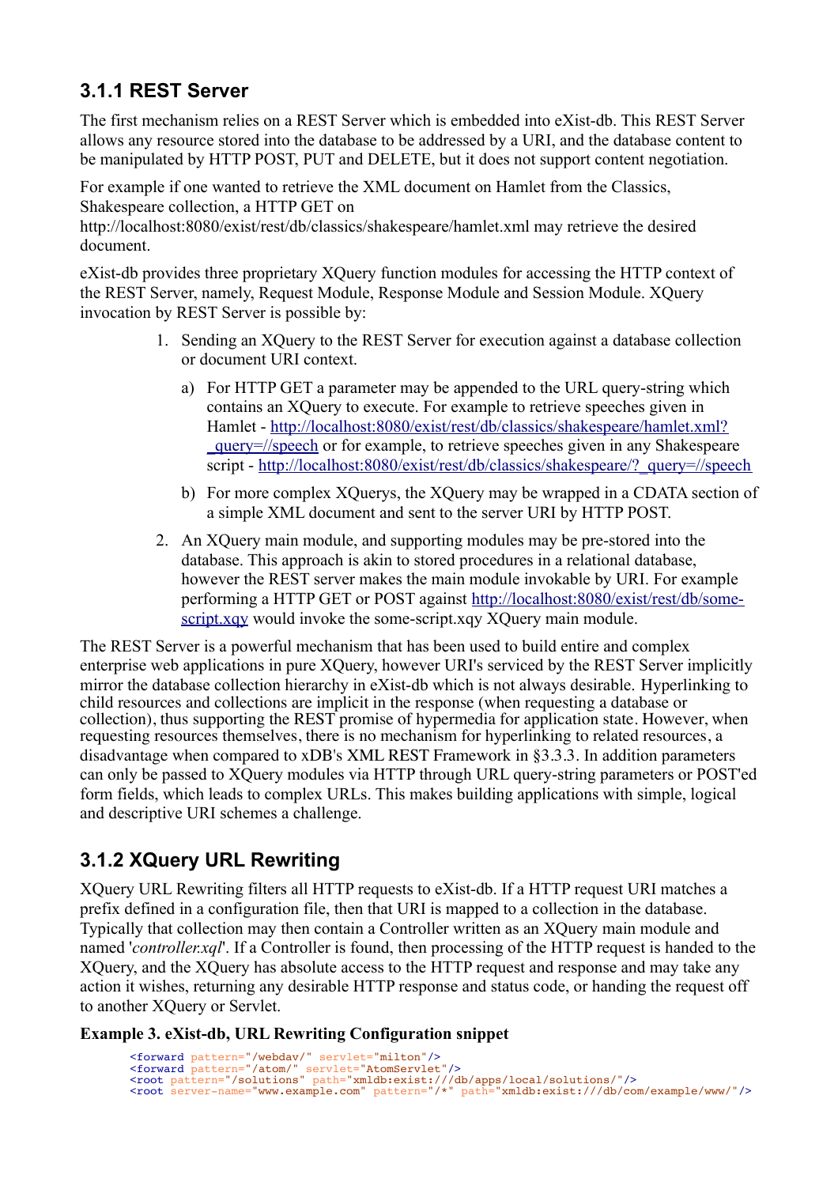### 3.1.1 REST Server

The first mechanism relies on a REST Server which is embedded into eXist-db. This REST Server allows any resource stored into the database to be addressed by a URI, and the database content to be manipulated by HTTP POST, PUT and DELETE, but it does not support content negotiation.

For example if one wanted to retrieve the XML document on Hamlet from the Classics, Shakespeare collection, a HTTP GET on http://localhost:8080/exist/rest/db/classics/shakespeare/hamlet.xml may retrieve the desired document.

eXist-db provides three proprietary XQuery function modules for accessing the HTTP context of the REST Server, namely, Request Module, Response Module and Session Module. XQuery invocation by REST Server is possible by:

1. Sending an XQuery to the REST Server for execution against a database collection or document URI context.
   a) For HTTP GET a parameter may be appended to the URL query-string which contains an XQuery to execute. For example to retrieve speeches given in Hamlet - http://localhost:8080/exist/rest/db/classics/shakespeare/hamlet.xml?_query=//speech or for example, to retrieve speeches given in any Shakespeare script - http://localhost:8080/exist/rest/db/classics/shakespeare/?_query=//speech
   b) For more complex XQuerys, the XQuery may be wrapped in a CDATA section of a simple XML document and sent to the server URI by HTTP POST.
2. An XQuery main module, and supporting modules may be pre-stored into the database. This approach is akin to stored procedures in a relational database, however the REST server makes the main module invokable by URI. For example performing a HTTP GET or POST against http://localhost:8080/exist/rest/db/some-script.xqy would invoke the some-script.xqy XQuery main module.

The REST Server is a powerful mechanism that has been used to build entire and complex enterprise web applications in pure XQuery, however URI's serviced by the REST Server implicitly mirror the database collection hierarchy in eXist-db which is not always desirable. Hyperlinking to child resources and collections are implicit in the response (when requesting a database or collection), thus supporting the REST promise of hypermedia for application state. However, when requesting resources themselves, there is no mechanism for hyperlinking to related resources, a disadvantage when compared to xDB's XML REST Framework in §3.3.3. In addition parameters can only be passed to XQuery modules via HTTP through URL query-string parameters or POST'ed form fields, which leads to complex URLs. This makes building applications with simple, logical and descriptive URI schemes a challenge.

### 3.1.2 XQuery URL Rewriting

XQuery URL Rewriting filters all HTTP requests to eXist-db. If a HTTP request URI matches a prefix defined in a configuration file, then that URI is mapped to a collection in the database. Typically that collection may then contain a Controller written as an XQuery main module and named '*controller.xql*'. If a Controller is found, then processing of the HTTP request is handed to the XQuery, and the XQuery has absolute access to the HTTP request and response and may take any action it wishes, returning any desirable HTTP response and status code, or handing the request off to another XQuery or Servlet.

**Example 3. eXist-db, URL Rewriting Configuration snippet**

```
<forward pattern="/webdav/" servlet="milton"/>
<forward pattern="/atom/" servlet="AtomServlet"/>
<root pattern="/solutions" path="xmldb:exist:///db/apps/local/solutions/"/>
<root server-name="www.example.com" pattern="/*" path="xmldb:exist:///db/com/example/www/"/>
```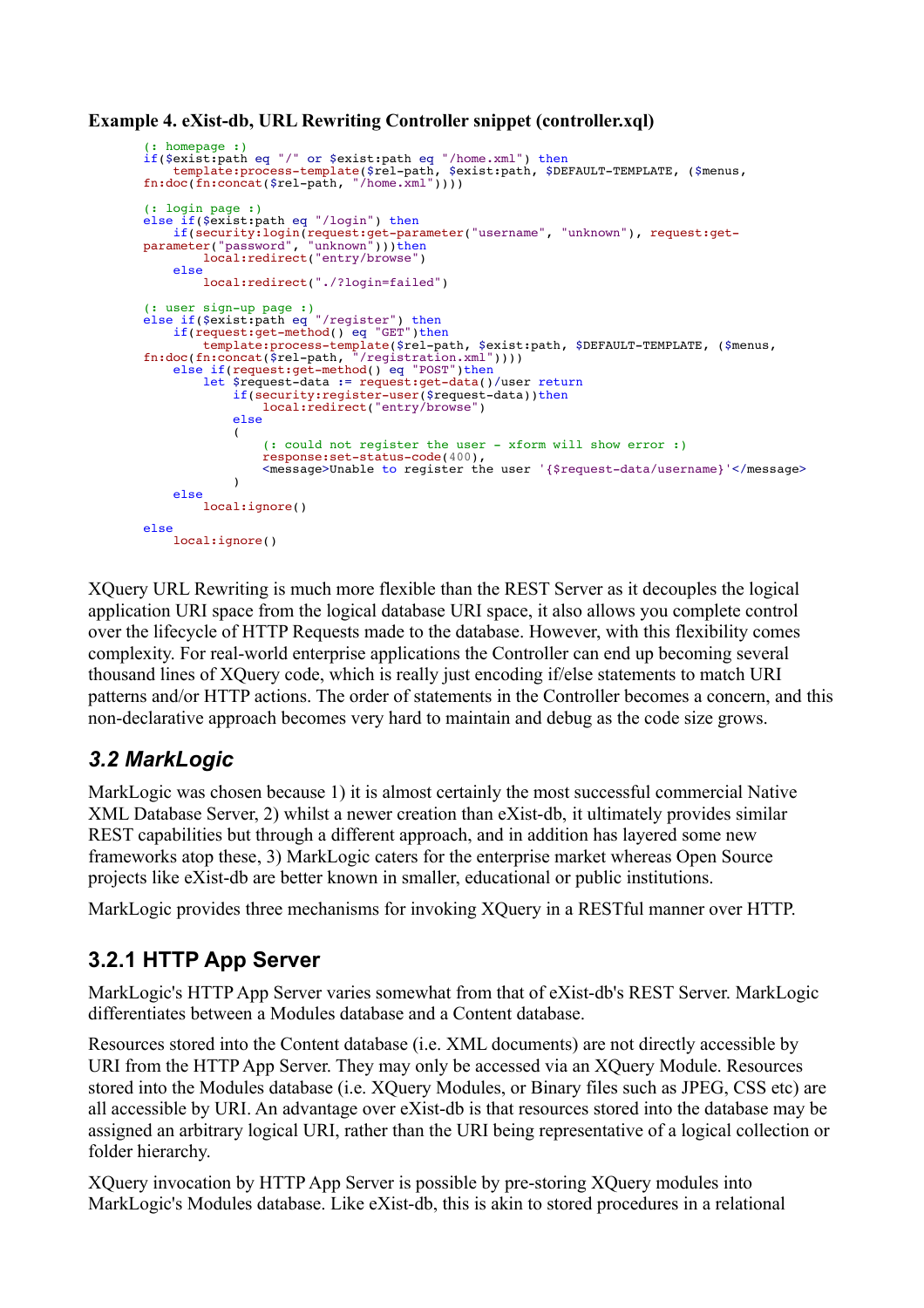**Example 4. eXist-db, URL Rewriting Controller snippet (controller.xql)**

```
(: homepage :)
if($exist:path eq "/" or $exist:path eq "/home.xml") then
    template:process-template($rel-path, $exist:path, $DEFAULT-TEMPLATE, ($menus,
fn:doc(fn:concat($rel-path, "/home.xml"))))

(: login page :)
else if($exist:path eq "/login") then
    if(security:login(request:get-parameter("username", "unknown"), request:get-
parameter("password", "unknown")))then
        local:redirect("entry/browse")
    else
        local:redirect("./?login=failed")

(: user sign-up page :)
else if($exist:path eq "/register") then
    if(request:get-method() eq "GET")then
        template:process-template($rel-path, $exist:path, $DEFAULT-TEMPLATE, ($menus,
fn:doc(fn:concat($rel-path, "/registration.xml"))))
    else if(request:get-method() eq "POST")then
        let $request-data := request:get-data()/user return
            if(security:register-user($request-data))then
                local:redirect("entry/browse")
            else
            (
                (: could not register the user - xform will show error :)
                response:set-status-code(400),
                <message>Unable to register the user '{$request-data/username}'</message>
            )
    else
        local:ignore()

else
    local:ignore()
```

XQuery URL Rewriting is much more flexible than the REST Server as it decouples the logical application URI space from the logical database URI space, it also allows you complete control over the lifecycle of HTTP Requests made to the database. However, with this flexibility comes complexity. For real-world enterprise applications the Controller can end up becoming several thousand lines of XQuery code, which is really just encoding if/else statements to match URI patterns and/or HTTP actions. The order of statements in the Controller becomes a concern, and this non-declarative approach becomes very hard to maintain and debug as the code size grows.

## *3.2 MarkLogic*

MarkLogic was chosen because 1) it is almost certainly the most successful commercial Native XML Database Server, 2) whilst a newer creation than eXist-db, it ultimately provides similar REST capabilities but through a different approach, and in addition has layered some new frameworks atop these, 3) MarkLogic caters for the enterprise market whereas Open Source projects like eXist-db are better known in smaller, educational or public institutions.

MarkLogic provides three mechanisms for invoking XQuery in a RESTful manner over HTTP.

### 3.2.1 HTTP App Server

MarkLogic's HTTP App Server varies somewhat from that of eXist-db's REST Server. MarkLogic differentiates between a Modules database and a Content database.

Resources stored into the Content database (i.e. XML documents) are not directly accessible by URI from the HTTP App Server. They may only be accessed via an XQuery Module. Resources stored into the Modules database (i.e. XQuery Modules, or Binary files such as JPEG, CSS etc) are all accessible by URI. An advantage over eXist-db is that resources stored into the database may be assigned an arbitrary logical URI, rather than the URI being representative of a logical collection or folder hierarchy.

XQuery invocation by HTTP App Server is possible by pre-storing XQuery modules into MarkLogic's Modules database. Like eXist-db, this is akin to stored procedures in a relational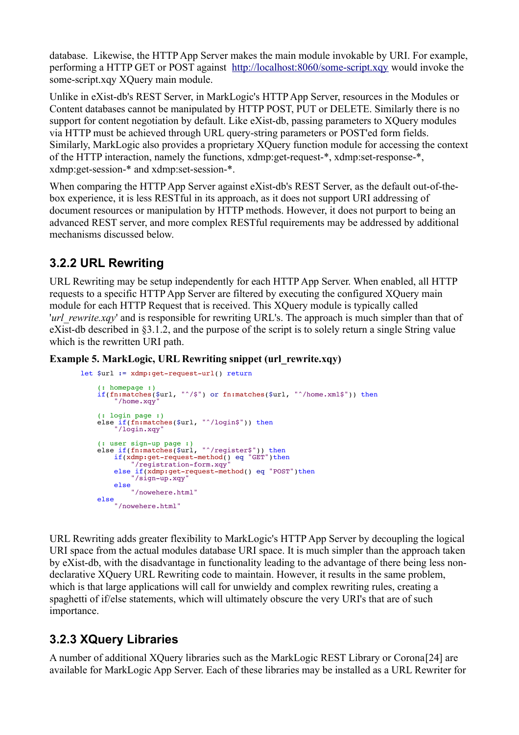database. Likewise, the HTTP App Server makes the main module invokable by URI. For example, performing a HTTP GET or POST against http://localhost:8060/some-script.xqy would invoke the some-script.xqy XQuery main module.

Unlike in eXist-db's REST Server, in MarkLogic's HTTP App Server, resources in the Modules or Content databases cannot be manipulated by HTTP POST, PUT or DELETE. Similarly there is no support for content negotiation by default. Like eXist-db, passing parameters to XQuery modules via HTTP must be achieved through URL query-string parameters or POST'ed form fields. Similarly, MarkLogic also provides a proprietary XQuery function module for accessing the context of the HTTP interaction, namely the functions, xdmp:get-request-*, xdmp:set-response-*, xdmp:get-session-* and xdmp:set-session-*.

When comparing the HTTP App Server against eXist-db's REST Server, as the default out-of-the-box experience, it is less RESTful in its approach, as it does not support URI addressing of document resources or manipulation by HTTP methods. However, it does not purport to being an advanced REST server, and more complex RESTful requirements may be addressed by additional mechanisms discussed below.

## 3.2.2 URL Rewriting

URL Rewriting may be setup independently for each HTTP App Server. When enabled, all HTTP requests to a specific HTTP App Server are filtered by executing the configured XQuery main module for each HTTP Request that is received. This XQuery module is typically called '*url_rewrite.xqy*' and is responsible for rewriting URL's. The approach is much simpler than that of eXist-db described in §3.1.2, and the purpose of the script is to solely return a single String value which is the rewritten URI path.

**Example 5. MarkLogic, URL Rewriting snippet (url_rewrite.xqy)**

```
let $url := xdmp:get-request-url() return

    (: homepage :)
    if(fn:matches($url, "^/$") or fn:matches($url, "^/home.xml$")) then
        "/home.xqy"

    (: login page :)
    else if(fn:matches($url, "^/login$")) then
        "/login.xqy"

    (: user sign-up page :)
    else if(fn:matches($url, "^/register$")) then
        if(xdmp:get-request-method() eq "GET")then
            "/registration-form.xqy"
        else if(xdmp:get-request-method() eq "POST")then
            "/sign-up.xqy"
        else
            "/nowehere.html"
    else
        "/nowehere.html"
```

URL Rewriting adds greater flexibility to MarkLogic's HTTP App Server by decoupling the logical URI space from the actual modules database URI space. It is much simpler than the approach taken by eXist-db, with the disadvantage in functionality leading to the advantage of there being less non-declarative XQuery URL Rewriting code to maintain. However, it results in the same problem, which is that large applications will call for unwieldy and complex rewriting rules, creating a spaghetti of if/else statements, which will ultimately obscure the very URI's that are of such importance.

## 3.2.3 XQuery Libraries

A number of additional XQuery libraries such as the MarkLogic REST Library or Corona[24] are available for MarkLogic App Server. Each of these libraries may be installed as a URL Rewriter for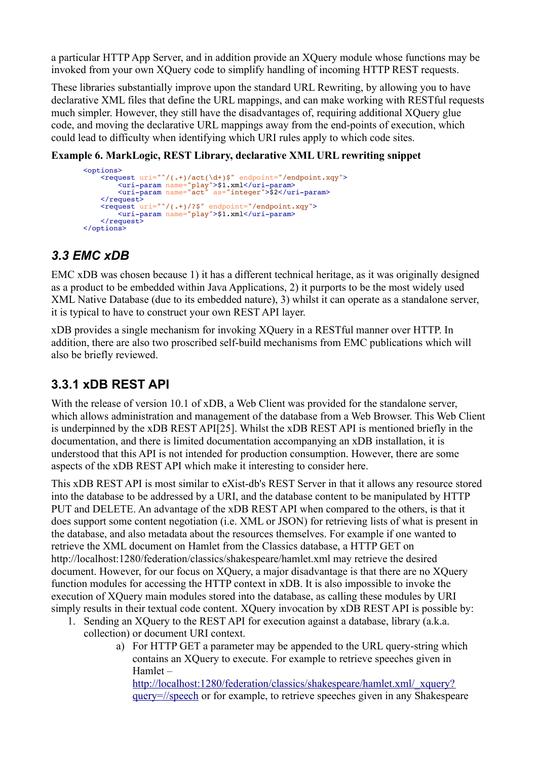a particular HTTP App Server, and in addition provide an XQuery module whose functions may be invoked from your own XQuery code to simplify handling of incoming HTTP REST requests.

These libraries substantially improve upon the standard URL Rewriting, by allowing you to have declarative XML files that define the URL mappings, and can make working with RESTful requests much simpler. However, they still have the disadvantages of, requiring additional XQuery glue code, and moving the declarative URL mappings away from the end-points of execution, which could lead to difficulty when identifying which URI rules apply to which code sites.

**Example 6. MarkLogic, REST Library, declarative XML URL rewriting snippet**

```
<options>
    <request uri="^/(.+)/act(\d+)$" endpoint="/endpoint.xqy">
        <uri-param name="play">$1.xml</uri-param>
        <uri-param name="act" as="integer">$2</uri-param>
    </request>
    <request uri="^/(.+)/?$" endpoint="/endpoint.xqy">
        <uri-param name="play">$1.xml</uri-param>
    </request>
</options>
```

## *3.3 EMC xDB*

EMC xDB was chosen because 1) it has a different technical heritage, as it was originally designed as a product to be embedded within Java Applications, 2) it purports to be the most widely used XML Native Database (due to its embedded nature), 3) whilst it can operate as a standalone server, it is typical to have to construct your own REST API layer.

xDB provides a single mechanism for invoking XQuery in a RESTful manner over HTTP. In addition, there are also two proscribed self-build mechanisms from EMC publications which will also be briefly reviewed.

### 3.3.1 xDB REST API

With the release of version 10.1 of xDB, a Web Client was provided for the standalone server, which allows administration and management of the database from a Web Browser. This Web Client is underpinned by the xDB REST API[25]. Whilst the xDB REST API is mentioned briefly in the documentation, and there is limited documentation accompanying an xDB installation, it is understood that this API is not intended for production consumption. However, there are some aspects of the xDB REST API which make it interesting to consider here.

This xDB REST API is most similar to eXist-db's REST Server in that it allows any resource stored into the database to be addressed by a URI, and the database content to be manipulated by HTTP PUT and DELETE. An advantage of the xDB REST API when compared to the others, is that it does support some content negotiation (i.e. XML or JSON) for retrieving lists of what is present in the database, and also metadata about the resources themselves. For example if one wanted to retrieve the XML document on Hamlet from the Classics database, a HTTP GET on http://localhost:1280/federation/classics/shakespeare/hamlet.xml may retrieve the desired document. However, for our focus on XQuery, a major disadvantage is that there are no XQuery function modules for accessing the HTTP context in xDB. It is also impossible to invoke the execution of XQuery main modules stored into the database, as calling these modules by URI simply results in their textual code content. XQuery invocation by xDB REST API is possible by:

1. Sending an XQuery to the REST API for execution against a database, library (a.k.a. collection) or document URI context.
    a) For HTTP GET a parameter may be appended to the URL query-string which contains an XQuery to execute. For example to retrieve speeches given in Hamlet – http://localhost:1280/federation/classics/shakespeare/hamlet.xml/_xquery?query=//speech or for example, to retrieve speeches given in any Shakespeare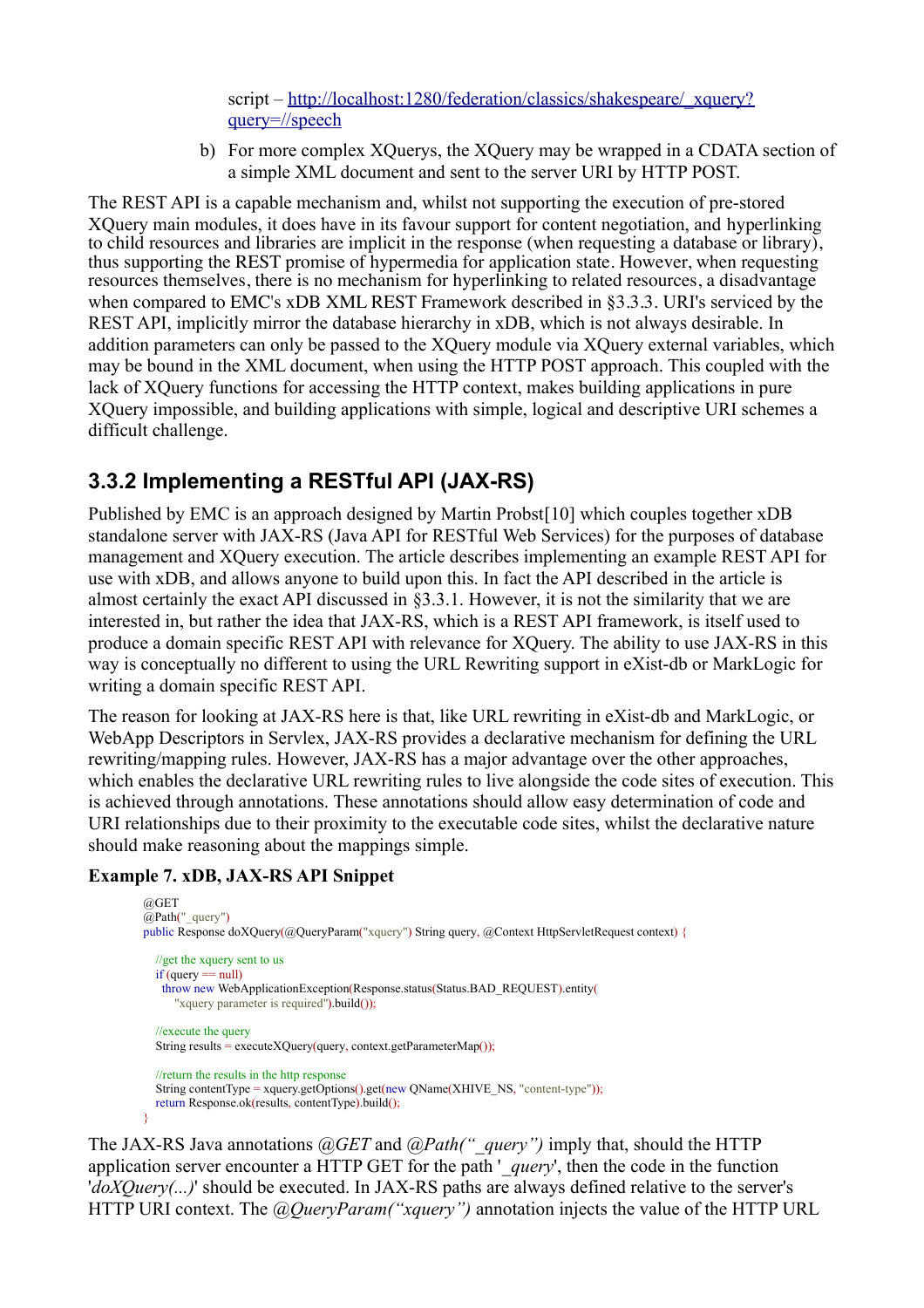script – [http://localhost:1280/federation/classics/shakespeare/_xquery?query=//speech](http://localhost:1280/federation/classics/shakespeare/_xquery?query=//speech)

b) For more complex XQuerys, the XQuery may be wrapped in a CDATA section of a simple XML document and sent to the server URI by HTTP POST.

The REST API is a capable mechanism and, whilst not supporting the execution of pre-stored XQuery main modules, it does have in its favour support for content negotiation, and hyperlinking to child resources and libraries are implicit in the response (when requesting a database or library), thus supporting the REST promise of hypermedia for application state. However, when requesting resources themselves, there is no mechanism for hyperlinking to related resources, a disadvantage when compared to EMC's xDB XML REST Framework described in §3.3.3. URI's serviced by the REST API, implicitly mirror the database hierarchy in xDB, which is not always desirable. In addition parameters can only be passed to the XQuery module via XQuery external variables, which may be bound in the XML document, when using the HTTP POST approach. This coupled with the lack of XQuery functions for accessing the HTTP context, makes building applications in pure XQuery impossible, and building applications with simple, logical and descriptive URI schemes a difficult challenge.

## 3.3.2 Implementing a RESTful API (JAX-RS)

Published by EMC is an approach designed by Martin Probst[10] which couples together xDB standalone server with JAX-RS (Java API for RESTful Web Services) for the purposes of database management and XQuery execution. The article describes implementing an example REST API for use with xDB, and allows anyone to build upon this. In fact the API described in the article is almost certainly the exact API discussed in §3.3.1. However, it is not the similarity that we are interested in, but rather the idea that JAX-RS, which is a REST API framework, is itself used to produce a domain specific REST API with relevance for XQuery. The ability to use JAX-RS in this way is conceptually no different to using the URL Rewriting support in eXist-db or MarkLogic for writing a domain specific REST API.

The reason for looking at JAX-RS here is that, like URL rewriting in eXist-db and MarkLogic, or WebApp Descriptors in Servlex, JAX-RS provides a declarative mechanism for defining the URL rewriting/mapping rules. However, JAX-RS has a major advantage over the other approaches, which enables the declarative URL rewriting rules to live alongside the code sites of execution. This is achieved through annotations. These annotations should allow easy determination of code and URI relationships due to their proximity to the executable code sites, whilst the declarative nature should make reasoning about the mappings simple.

**Example 7. xDB, JAX-RS API Snippet**

```
@GET
@Path("_query")
public Response doXQuery(@QueryParam("xquery") String query, @Context HttpServletRequest context) {

  //get the xquery sent to us
  if (query == null)
    throw new WebApplicationException(Response.status(Status.BAD_REQUEST).entity(
      "xquery parameter is required").build());

  //execute the query
  String results = executeXQuery(query, context.getParameterMap());

  //return the results in the http response
  String contentType = xquery.getOptions().get(new QName(XHIVE_NS, "content-type"));
  return Response.ok(results, contentType).build();
}
```

The JAX-RS Java annotations *@GET* and *@Path("_query")* imply that, should the HTTP application server encounter a HTTP GET for the path '*_query*', then the code in the function '*doXQuery(...)*' should be executed. In JAX-RS paths are always defined relative to the server's HTTP URI context. The *@QueryParam("xquery")* annotation injects the value of the HTTP URL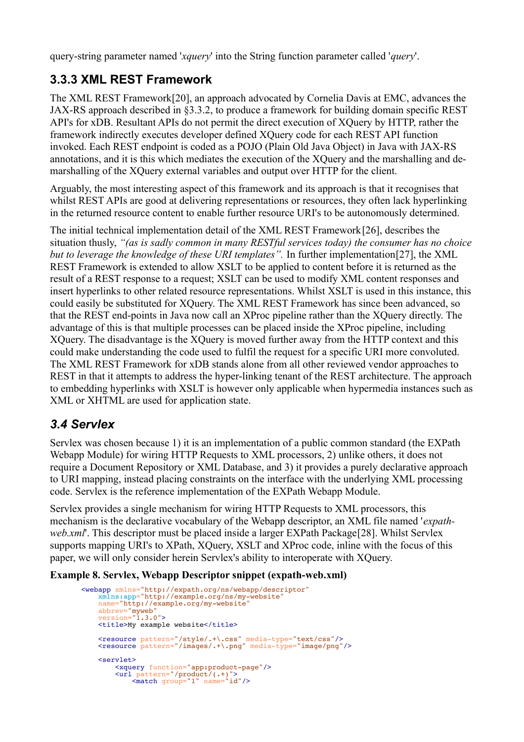query-string parameter named '*xquery*' into the String function parameter called '*query*'.

### 3.3.3 XML REST Framework

The XML REST Framework[20], an approach advocated by Cornelia Davis at EMC, advances the JAX-RS approach described in §3.3.2, to produce a framework for building domain specific REST API's for xDB. Resultant APIs do not permit the direct execution of XQuery by HTTP, rather the framework indirectly executes developer defined XQuery code for each REST API function invoked. Each REST endpoint is coded as a POJO (Plain Old Java Object) in Java with JAX-RS annotations, and it is this which mediates the execution of the XQuery and the marshalling and de-marshalling of the XQuery external variables and output over HTTP for the client.

Arguably, the most interesting aspect of this framework and its approach is that it recognises that whilst REST APIs are good at delivering representations or resources, they often lack hyperlinking in the returned resource content to enable further resource URI's to be autonomously determined.

The initial technical implementation detail of the XML REST Framework[26], describes the situation thusly, *"(as is sadly common in many RESTful services today) the consumer has no choice but to leverage the knowledge of these URI templates".* In further implementation[27], the XML REST Framework is extended to allow XSLT to be applied to content before it is returned as the result of a REST response to a request; XSLT can be used to modify XML content responses and insert hyperlinks to other related resource representations. Whilst XSLT is used in this instance, this could easily be substituted for XQuery. The XML REST Framework has since been advanced, so that the REST end-points in Java now call an XProc pipeline rather than the XQuery directly. The advantage of this is that multiple processes can be placed inside the XProc pipeline, including XQuery. The disadvantage is the XQuery is moved further away from the HTTP context and this could make understanding the code used to fulfil the request for a specific URI more convoluted. The XML REST Framework for xDB stands alone from all other reviewed vendor approaches to REST in that it attempts to address the hyper-linking tenant of the REST architecture. The approach to embedding hyperlinks with XSLT is however only applicable when hypermedia instances such as XML or XHTML are used for application state.

## *3.4 Servlex*

Servlex was chosen because 1) it is an implementation of a public common standard (the EXPath Webapp Module) for wiring HTTP Requests to XML processors, 2) unlike others, it does not require a Document Repository or XML Database, and 3) it provides a purely declarative approach to URI mapping, instead placing constraints on the interface with the underlying XML processing code. Servlex is the reference implementation of the EXPath Webapp Module.

Servlex provides a single mechanism for wiring HTTP Requests to XML processors, this mechanism is the declarative vocabulary of the Webapp descriptor, an XML file named '*expath-web.xml*'. This descriptor must be placed inside a larger EXPath Package[28]. Whilst Servlex supports mapping URI's to XPath, XQuery, XSLT and XProc code, inline with the focus of this paper, we will only consider herein Servlex's ability to interoperate with XQuery.

**Example 8. Servlex, Webapp Descriptor snippet (expath-web.xml)**

```
<webapp xmlns="http://expath.org/ns/webapp/descriptor"
    xmlns:app="http://example.org/ns/my-website"
    name="http://example.org/my-website"
    abbrev="myweb"
    version="1.3.0">
    <title>My example website</title>

    <resource pattern="/style/.+\.css" media-type="text/css"/>
    <resource pattern="/images/.+\.png" media-type="image/png"/>

    <servlet>
        <xquery function="app:product-page"/>
        <url pattern="/product/(.+)">
            <match group="1" name="id"/>
```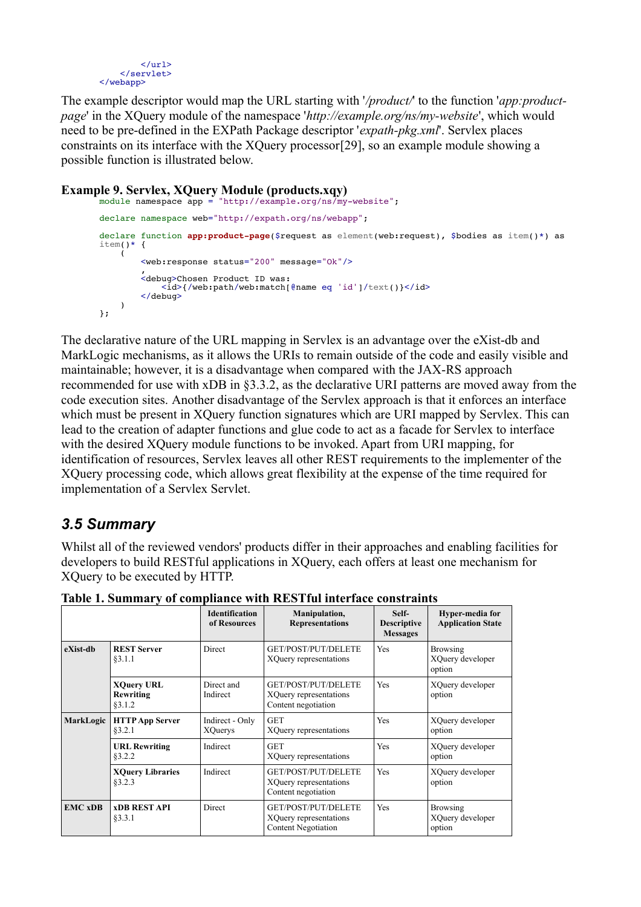```
        </url>
    </servlet>
</webapp>
```

The example descriptor would map the URL starting with '*/product/*' to the function '*app:product-page*' in the XQuery module of the namespace '*http://example.org/ns/my-website*', which would need to be pre-defined in the EXPath Package descriptor '*expath-pkg.xml*'. Servlex places constraints on its interface with the XQuery processor[29], so an example module showing a possible function is illustrated below.

**Example 9. Servlex, XQuery Module (products.xqy)**

```
module namespace app = "http://example.org/ns/my-website";

declare namespace web="http://expath.org/ns/webapp";

declare function app:product-page($request as element(web:request), $bodies as item()*) as
item()* {
    (
        <web:response status="200" message="Ok"/>
        ,
        <debug>Chosen Product ID was:
            <id>{/web:path/web:match[@name eq 'id']/text()}</id>
        </debug>
    )
};
```

The declarative nature of the URL mapping in Servlex is an advantage over the eXist-db and MarkLogic mechanisms, as it allows the URIs to remain outside of the code and easily visible and maintainable; however, it is a disadvantage when compared with the JAX-RS approach recommended for use with xDB in §3.3.2, as the declarative URI patterns are moved away from the code execution sites. Another disadvantage of the Servlex approach is that it enforces an interface which must be present in XQuery function signatures which are URI mapped by Servlex. This can lead to the creation of adapter functions and glue code to act as a facade for Servlex to interface with the desired XQuery module functions to be invoked. Apart from URI mapping, for identification of resources, Servlex leaves all other REST requirements to the implementer of the XQuery processing code, which allows great flexibility at the expense of the time required for implementation of a Servlex Servlet.

## 3.5 Summary

Whilst all of the reviewed vendors' products differ in their approaches and enabling facilities for developers to build RESTful applications in XQuery, each offers at least one mechanism for XQuery to be executed by HTTP.

**Table 1. Summary of compliance with RESTful interface constraints**

| | | Identification of Resources | Manipulation, Representations | Self-Descriptive Messages | Hyper-media for Application State |
|---|---|---|---|---|---|
| **eXist-db** | **REST Server** §3.1.1 | Direct | GET/POST/PUT/DELETE XQuery representations | Yes | Browsing XQuery developer option |
| | **XQuery URL Rewriting** §3.1.2 | Direct and Indirect | GET/POST/PUT/DELETE XQuery representations Content negotiation | Yes | XQuery developer option |
| **MarkLogic** | **HTTP App Server** §3.2.1 | Indirect - Only XQuerys | GET XQuery representations | Yes | XQuery developer option |
| | **URL Rewriting** §3.2.2 | Indirect | GET XQuery representations | Yes | XQuery developer option |
| | **XQuery Libraries** §3.2.3 | Indirect | GET/POST/PUT/DELETE XQuery representations Content negotiation | Yes | XQuery developer option |
| **EMC xDB** | **xDB REST API** §3.3.1 | Direct | GET/POST/PUT/DELETE XQuery representations Content Negotiation | Yes | Browsing XQuery developer option |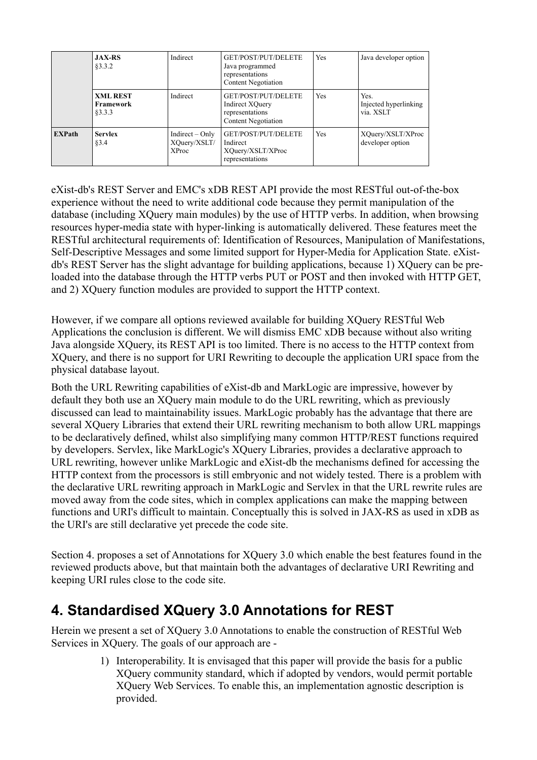| | **JAX-RS** §3.3.2 | Indirect | GET/POST/PUT/DELETE Java programmed representations Content Negotiation | Yes | Java developer option |
|---|---|---|---|---|---|
| | **XML REST Framework** §3.3.3 | Indirect | GET/POST/PUT/DELETE Indirect XQuery representations Content Negotiation | Yes | Yes. Injected hyperlinking via. XSLT |
| **EXPath** | **Servlex** §3.4 | Indirect – Only XQuery/XSLT/ XProc | GET/POST/PUT/DELETE Indirect XQuery/XSLT/XProc representations | Yes | XQuery/XSLT/XProc developer option |

eXist-db's REST Server and EMC's xDB REST API provide the most RESTful out-of-the-box experience without the need to write additional code because they permit manipulation of the database (including XQuery main modules) by the use of HTTP verbs. In addition, when browsing resources hyper-media state with hyper-linking is automatically delivered. These features meet the RESTful architectural requirements of: Identification of Resources, Manipulation of Manifestations, Self-Descriptive Messages and some limited support for Hyper-Media for Application State. eXist-db's REST Server has the slight advantage for building applications, because 1) XQuery can be pre-loaded into the database through the HTTP verbs PUT or POST and then invoked with HTTP GET, and 2) XQuery function modules are provided to support the HTTP context.

However, if we compare all options reviewed available for building XQuery RESTful Web Applications the conclusion is different. We will dismiss EMC xDB because without also writing Java alongside XQuery, its REST API is too limited. There is no access to the HTTP context from XQuery, and there is no support for URI Rewriting to decouple the application URI space from the physical database layout.

Both the URL Rewriting capabilities of eXist-db and MarkLogic are impressive, however by default they both use an XQuery main module to do the URL rewriting, which as previously discussed can lead to maintainability issues. MarkLogic probably has the advantage that there are several XQuery Libraries that extend their URL rewriting mechanism to both allow URL mappings to be declaratively defined, whilst also simplifying many common HTTP/REST functions required by developers. Servlex, like MarkLogic's XQuery Libraries, provides a declarative approach to URL rewriting, however unlike MarkLogic and eXist-db the mechanisms defined for accessing the HTTP context from the processors is still embryonic and not widely tested. There is a problem with the declarative URL rewriting approach in MarkLogic and Servlex in that the URL rewrite rules are moved away from the code sites, which in complex applications can make the mapping between functions and URI's difficult to maintain. Conceptually this is solved in JAX-RS as used in xDB as the URI's are still declarative yet precede the code site.

Section 4. proposes a set of Annotations for XQuery 3.0 which enable the best features found in the reviewed products above, but that maintain both the advantages of declarative URI Rewriting and keeping URI rules close to the code site.

## 4. Standardised XQuery 3.0 Annotations for REST

Herein we present a set of XQuery 3.0 Annotations to enable the construction of RESTful Web Services in XQuery. The goals of our approach are -

1) Interoperability. It is envisaged that this paper will provide the basis for a public XQuery community standard, which if adopted by vendors, would permit portable XQuery Web Services. To enable this, an implementation agnostic description is provided.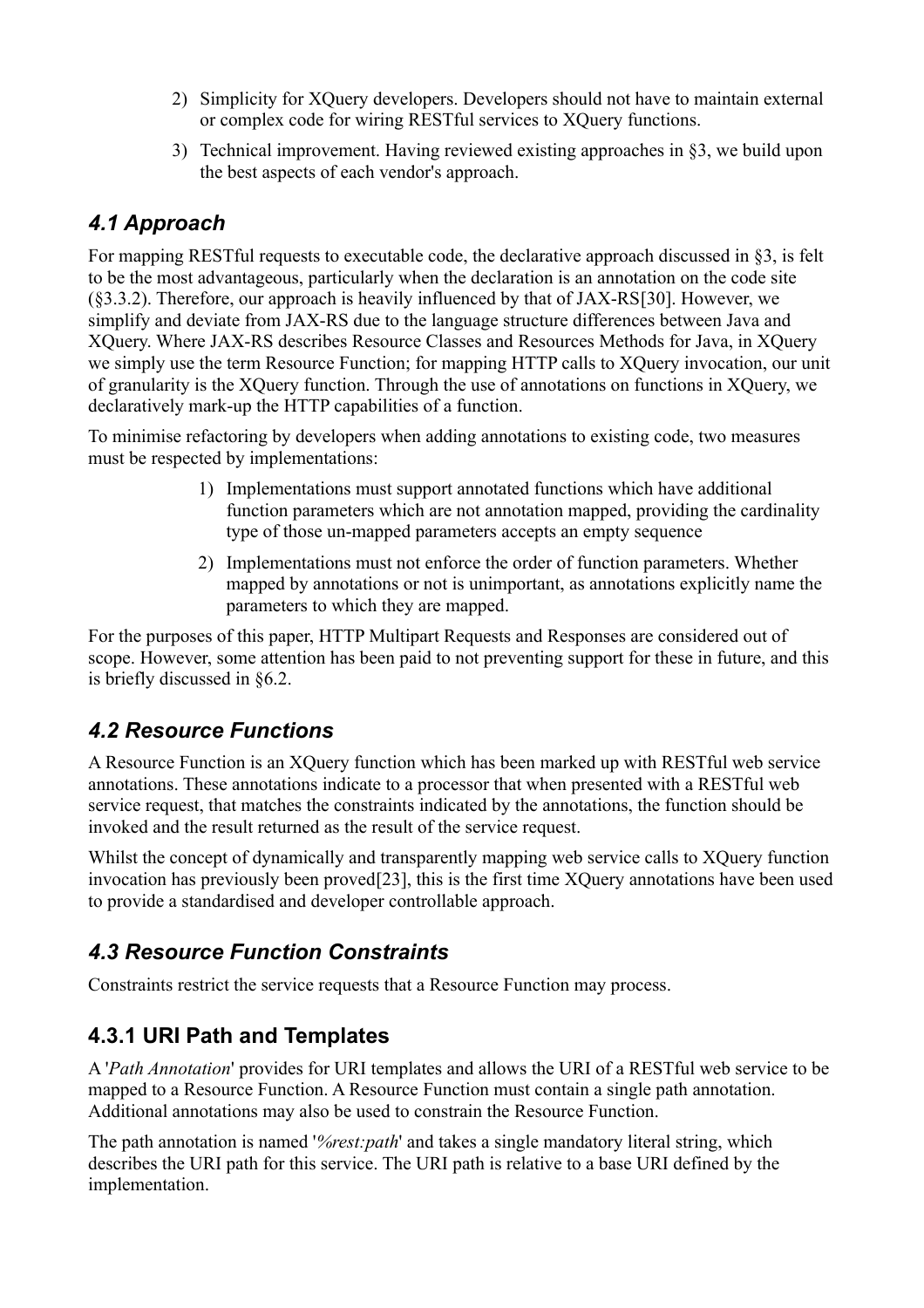2) Simplicity for XQuery developers. Developers should not have to maintain external or complex code for wiring RESTful services to XQuery functions.
3) Technical improvement. Having reviewed existing approaches in §3, we build upon the best aspects of each vendor's approach.

## *4.1 Approach*

For mapping RESTful requests to executable code, the declarative approach discussed in §3, is felt to be the most advantageous, particularly when the declaration is an annotation on the code site (§3.3.2). Therefore, our approach is heavily influenced by that of JAX-RS[30]. However, we simplify and deviate from JAX-RS due to the language structure differences between Java and XQuery. Where JAX-RS describes Resource Classes and Resources Methods for Java, in XQuery we simply use the term Resource Function; for mapping HTTP calls to XQuery invocation, our unit of granularity is the XQuery function. Through the use of annotations on functions in XQuery, we declaratively mark-up the HTTP capabilities of a function.

To minimise refactoring by developers when adding annotations to existing code, two measures must be respected by implementations:

1) Implementations must support annotated functions which have additional function parameters which are not annotation mapped, providing the cardinality type of those un-mapped parameters accepts an empty sequence
2) Implementations must not enforce the order of function parameters. Whether mapped by annotations or not is unimportant, as annotations explicitly name the parameters to which they are mapped.

For the purposes of this paper, HTTP Multipart Requests and Responses are considered out of scope. However, some attention has been paid to not preventing support for these in future, and this is briefly discussed in §6.2.

## *4.2 Resource Functions*

A Resource Function is an XQuery function which has been marked up with RESTful web service annotations. These annotations indicate to a processor that when presented with a RESTful web service request, that matches the constraints indicated by the annotations, the function should be invoked and the result returned as the result of the service request.

Whilst the concept of dynamically and transparently mapping web service calls to XQuery function invocation has previously been proved[23], this is the first time XQuery annotations have been used to provide a standardised and developer controllable approach.

## *4.3 Resource Function Constraints*

Constraints restrict the service requests that a Resource Function may process.

### 4.3.1 URI Path and Templates

A '*Path Annotation*' provides for URI templates and allows the URI of a RESTful web service to be mapped to a Resource Function. A Resource Function must contain a single path annotation. Additional annotations may also be used to constrain the Resource Function.

The path annotation is named '*%rest:path*' and takes a single mandatory literal string, which describes the URI path for this service. The URI path is relative to a base URI defined by the implementation.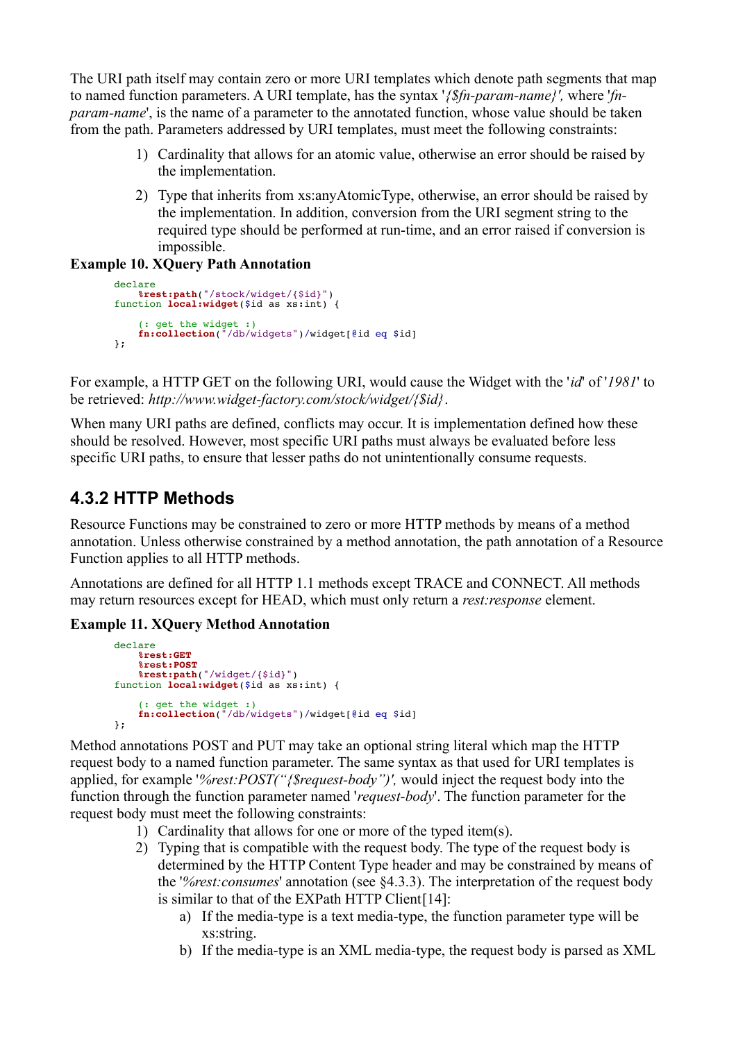The URI path itself may contain zero or more URI templates which denote path segments that map to named function parameters. A URI template, has the syntax '*{$fn-param-name}',* where '*fn-param-name*', is the name of a parameter to the annotated function, whose value should be taken from the path. Parameters addressed by URI templates, must meet the following constraints:

1) Cardinality that allows for an atomic value, otherwise an error should be raised by the implementation.
2) Type that inherits from xs:anyAtomicType, otherwise, an error should be raised by the implementation. In addition, conversion from the URI segment string to the required type should be performed at run-time, and an error raised if conversion is impossible.

**Example 10. XQuery Path Annotation**

```
declare
    %rest:path("/stock/widget/{$id}")
function local:widget($id as xs:int) {

    (: get the widget :)
    fn:collection("/db/widgets")/widget[@id eq $id]
};
```

For example, a HTTP GET on the following URI, would cause the Widget with the '*id*' of '*1981*' to be retrieved: *http://www.widget-factory.com/stock/widget/{$id}*.

When many URI paths are defined, conflicts may occur. It is implementation defined how these should be resolved. However, most specific URI paths must always be evaluated before less specific URI paths, to ensure that lesser paths do not unintentionally consume requests.

## 4.3.2 HTTP Methods

Resource Functions may be constrained to zero or more HTTP methods by means of a method annotation. Unless otherwise constrained by a method annotation, the path annotation of a Resource Function applies to all HTTP methods.

Annotations are defined for all HTTP 1.1 methods except TRACE and CONNECT. All methods may return resources except for HEAD, which must only return a *rest:response* element.

**Example 11. XQuery Method Annotation**

```
declare
    %rest:GET
    %rest:POST
    %rest:path("/widget/{$id}")
function local:widget($id as xs:int) {

    (: get the widget :)
    fn:collection("/db/widgets")/widget[@id eq $id]
};
```

Method annotations POST and PUT may take an optional string literal which map the HTTP request body to a named function parameter. The same syntax as that used for URI templates is applied, for example '*%rest:POST("{$request-body")',* would inject the request body into the function through the function parameter named '*request-body*'. The function parameter for the request body must meet the following constraints:

1) Cardinality that allows for one or more of the typed item(s).
2) Typing that is compatible with the request body. The type of the request body is determined by the HTTP Content Type header and may be constrained by means of the '*%rest:consumes*' annotation (see §4.3.3). The interpretation of the request body is similar to that of the EXPath HTTP Client[14]:
    a) If the media-type is a text media-type, the function parameter type will be xs:string.
    b) If the media-type is an XML media-type, the request body is parsed as XML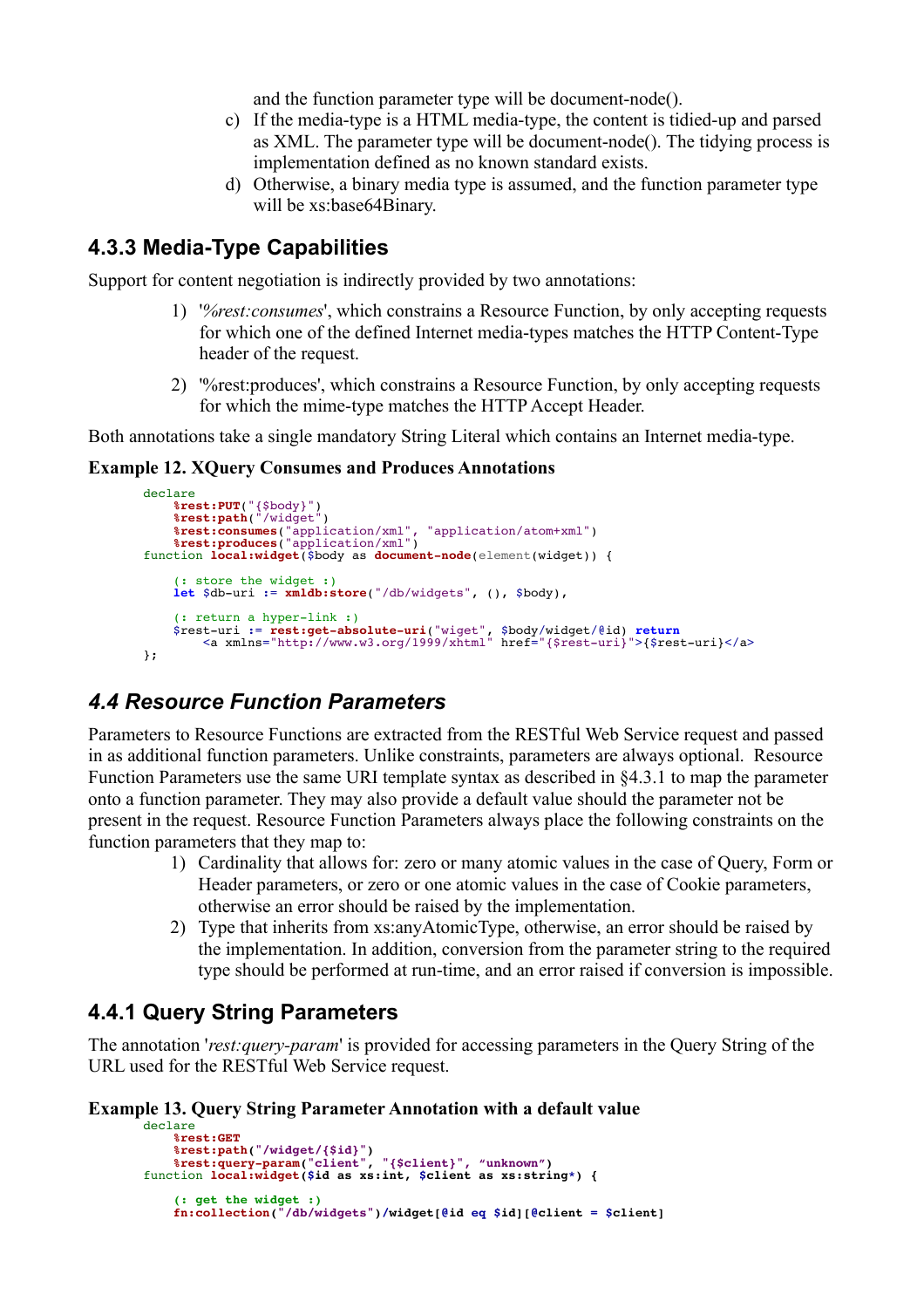and the function parameter type will be document-node().

c) If the media-type is a HTML media-type, the content is tidied-up and parsed as XML. The parameter type will be document-node(). The tidying process is implementation defined as no known standard exists.

d) Otherwise, a binary media type is assumed, and the function parameter type will be xs:base64Binary.

## 4.3.3 Media-Type Capabilities

Support for content negotiation is indirectly provided by two annotations:

1) '*%rest:consumes*', which constrains a Resource Function, by only accepting requests for which one of the defined Internet media-types matches the HTTP Content-Type header of the request.

2) '%rest:produces', which constrains a Resource Function, by only accepting requests for which the mime-type matches the HTTP Accept Header.

Both annotations take a single mandatory String Literal which contains an Internet media-type.

**Example 12. XQuery Consumes and Produces Annotations**

```
declare
    %rest:PUT("{$body}")
    %rest:path("/widget")
    %rest:consumes("application/xml", "application/atom+xml")
    %rest:produces("application/xml")
function local:widget($body as document-node(element(widget)) {

    (: store the widget :)
    let $db-uri := xmldb:store("/db/widgets", (), $body),

    (: return a hyper-link :)
    $rest-uri := rest:get-absolute-uri("wiget", $body/widget/@id) return
        <a xmlns="http://www.w3.org/1999/xhtml" href="{$rest-uri}">{$rest-uri}</a>
};
```

## *4.4 Resource Function Parameters*

Parameters to Resource Functions are extracted from the RESTful Web Service request and passed in as additional function parameters. Unlike constraints, parameters are always optional. Resource Function Parameters use the same URI template syntax as described in §4.3.1 to map the parameter onto a function parameter. They may also provide a default value should the parameter not be present in the request. Resource Function Parameters always place the following constraints on the function parameters that they map to:

1) Cardinality that allows for: zero or many atomic values in the case of Query, Form or Header parameters, or zero or one atomic values in the case of Cookie parameters, otherwise an error should be raised by the implementation.

2) Type that inherits from xs:anyAtomicType, otherwise, an error should be raised by the implementation. In addition, conversion from the parameter string to the required type should be performed at run-time, and an error raised if conversion is impossible.

## 4.4.1 Query String Parameters

The annotation '*rest:query-param*' is provided for accessing parameters in the Query String of the URL used for the RESTful Web Service request.

**Example 13. Query String Parameter Annotation with a default value**

```
declare
    %rest:GET
    %rest:path("/widget/{$id}")
    %rest:query-param("client", "{$client}", “unknown”)
function local:widget($id as xs:int, $client as xs:string*) {

    (: get the widget :)
    fn:collection("/db/widgets")/widget[@id eq $id][@client = $client]
```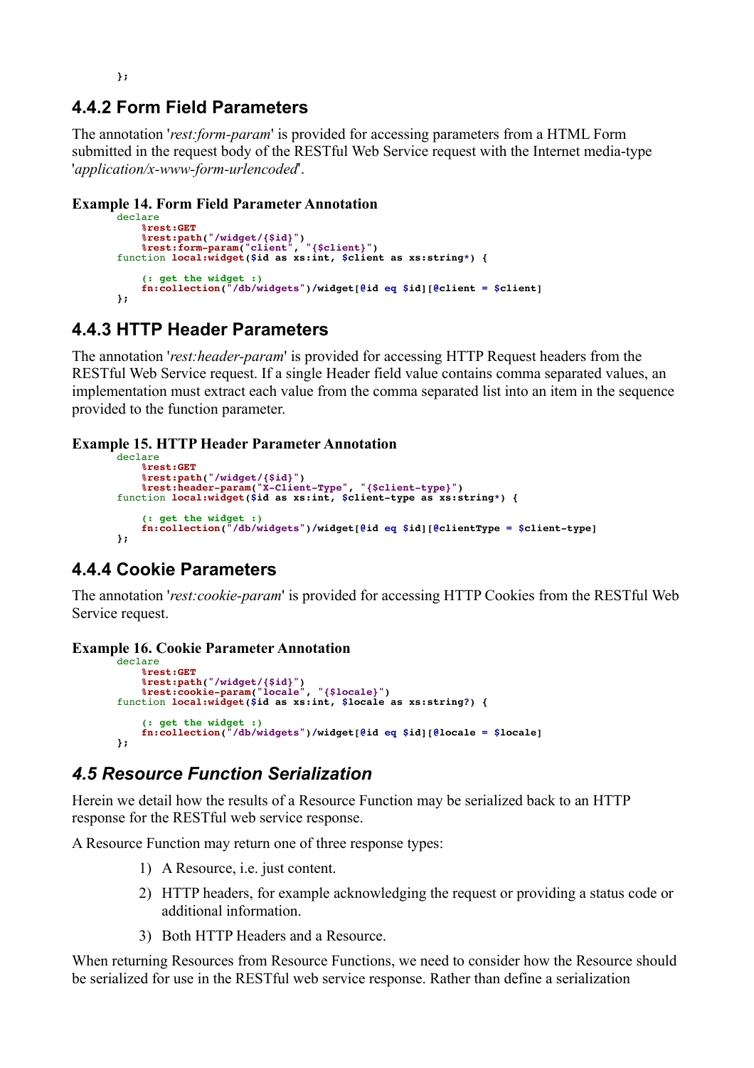```
};
```

### 4.4.2 Form Field Parameters

The annotation '*rest:form-param*' is provided for accessing parameters from a HTML Form submitted in the request body of the RESTful Web Service request with the Internet media-type '*application/x-www-form-urlencoded*'.

**Example 14. Form Field Parameter Annotation**

```
declare
    %rest:GET
    %rest:path("/widget/{$id}")
    %rest:form-param("client", "{$client}")
function local:widget($id as xs:int, $client as xs:string*) {

    (: get the widget :)
    fn:collection("/db/widgets")/widget[@id eq $id][@client = $client]
};
```

### 4.4.3 HTTP Header Parameters

The annotation '*rest:header-param*' is provided for accessing HTTP Request headers from the RESTful Web Service request. If a single Header field value contains comma separated values, an implementation must extract each value from the comma separated list into an item in the sequence provided to the function parameter.

**Example 15. HTTP Header Parameter Annotation**

```
declare
    %rest:GET
    %rest:path("/widget/{$id}")
    %rest:header-param("X-Client-Type", "{$client-type}")
function local:widget($id as xs:int, $client-type as xs:string*) {

    (: get the widget :)
    fn:collection("/db/widgets")/widget[@id eq $id][@clientType = $client-type]
};
```

### 4.4.4 Cookie Parameters

The annotation '*rest:cookie-param*' is provided for accessing HTTP Cookies from the RESTful Web Service request.

**Example 16. Cookie Parameter Annotation**

```
declare
    %rest:GET
    %rest:path("/widget/{$id}")
    %rest:cookie-param("locale", "{$locale}")
function local:widget($id as xs:int, $locale as xs:string?) {

    (: get the widget :)
    fn:collection("/db/widgets")/widget[@id eq $id][@locale = $locale]
};
```

## *4.5 Resource Function Serialization*

Herein we detail how the results of a Resource Function may be serialized back to an HTTP response for the RESTful web service response.

A Resource Function may return one of three response types:

1) A Resource, i.e. just content.
2) HTTP headers, for example acknowledging the request or providing a status code or additional information.
3) Both HTTP Headers and a Resource.

When returning Resources from Resource Functions, we need to consider how the Resource should be serialized for use in the RESTful web service response. Rather than define a serialization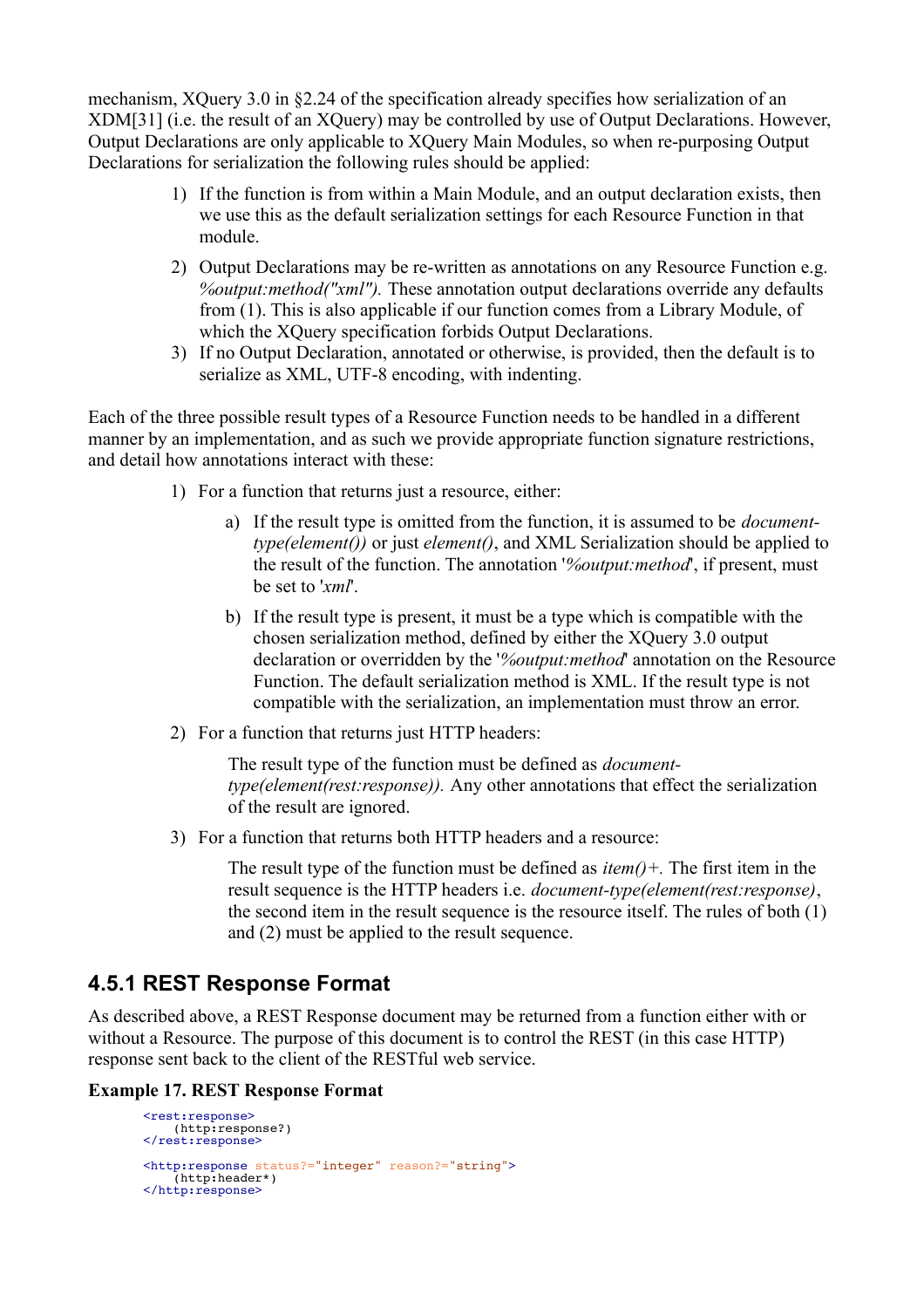mechanism, XQuery 3.0 in §2.24 of the specification already specifies how serialization of an XDM[31] (i.e. the result of an XQuery) may be controlled by use of Output Declarations. However, Output Declarations are only applicable to XQuery Main Modules, so when re-purposing Output Declarations for serialization the following rules should be applied:

1) If the function is from within a Main Module, and an output declaration exists, then we use this as the default serialization settings for each Resource Function in that module.
2) Output Declarations may be re-written as annotations on any Resource Function e.g. *%output:method("xml").* These annotation output declarations override any defaults from (1). This is also applicable if our function comes from a Library Module, of which the XQuery specification forbids Output Declarations.
3) If no Output Declaration, annotated or otherwise, is provided, then the default is to serialize as XML, UTF-8 encoding, with indenting.

Each of the three possible result types of a Resource Function needs to be handled in a different manner by an implementation, and as such we provide appropriate function signature restrictions, and detail how annotations interact with these:

1) For a function that returns just a resource, either:
   a) If the result type is omitted from the function, it is assumed to be *document-type(element())* or just *element()*, and XML Serialization should be applied to the result of the function. The annotation '*%output:method*', if present, must be set to '*xml*'.
   b) If the result type is present, it must be a type which is compatible with the chosen serialization method, defined by either the XQuery 3.0 output declaration or overridden by the '*%output:method*' annotation on the Resource Function. The default serialization method is XML. If the result type is not compatible with the serialization, an implementation must throw an error.
2) For a function that returns just HTTP headers:

   The result type of the function must be defined as *document-type(element(rest:response)).* Any other annotations that effect the serialization of the result are ignored.
3) For a function that returns both HTTP headers and a resource:

   The result type of the function must be defined as *item()+.* The first item in the result sequence is the HTTP headers i.e. *document-type(element(rest:response)*, the second item in the result sequence is the resource itself. The rules of both (1) and (2) must be applied to the result sequence.

### 4.5.1 REST Response Format

As described above, a REST Response document may be returned from a function either with or without a Resource. The purpose of this document is to control the REST (in this case HTTP) response sent back to the client of the RESTful web service.

**Example 17. REST Response Format**

```
<rest:response>
    (http:response?)
</rest:response>

<http:response status?="integer" reason?="string">
    (http:header*)
</http:response>
```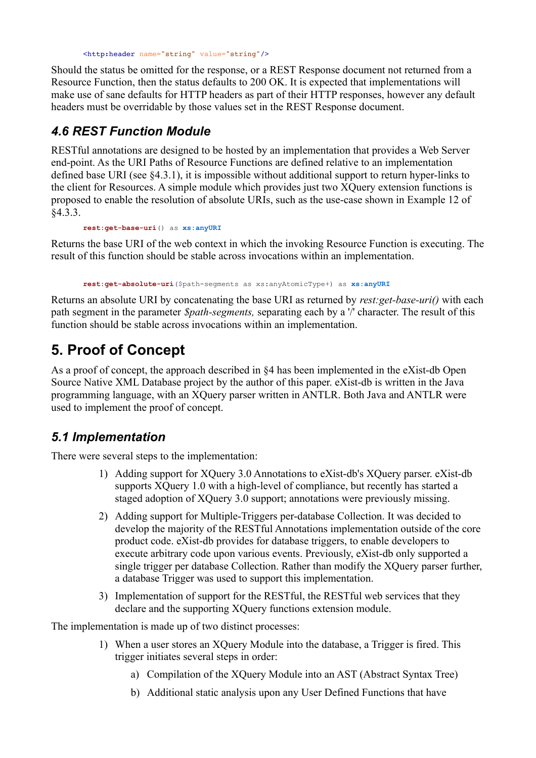```
<http:header name="string" value="string"/>
```

Should the status be omitted for the response, or a REST Response document not returned from a Resource Function, then the status defaults to 200 OK. It is expected that implementations will make use of sane defaults for HTTP headers as part of their HTTP responses, however any default headers must be overridable by those values set in the REST Response document.

### 4.6 REST Function Module

RESTful annotations are designed to be hosted by an implementation that provides a Web Server end-point. As the URI Paths of Resource Functions are defined relative to an implementation defined base URI (see §4.3.1), it is impossible without additional support to return hyper-links to the client for Resources. A simple module which provides just two XQuery extension functions is proposed to enable the resolution of absolute URIs, such as the use-case shown in Example 12 of §4.3.3.

```
rest:get-base-uri() as xs:anyURI
```

Returns the base URI of the web context in which the invoking Resource Function is executing. The result of this function should be stable across invocations within an implementation.

```
rest:get-absolute-uri($path-segments as xs:anyAtomicType+) as xs:anyURI
```

Returns an absolute URI by concatenating the base URI as returned by *rest:get-base-uri()* with each path segment in the parameter *$path-segments,* separating each by a '/' character. The result of this function should be stable across invocations within an implementation.

## 5. Proof of Concept

As a proof of concept, the approach described in §4 has been implemented in the eXist-db Open Source Native XML Database project by the author of this paper. eXist-db is written in the Java programming language, with an XQuery parser written in ANTLR. Both Java and ANTLR were used to implement the proof of concept.

### 5.1 Implementation

There were several steps to the implementation:

1) Adding support for XQuery 3.0 Annotations to eXist-db's XQuery parser. eXist-db supports XQuery 1.0 with a high-level of compliance, but recently has started a staged adoption of XQuery 3.0 support; annotations were previously missing.
2) Adding support for Multiple-Triggers per-database Collection. It was decided to develop the majority of the RESTful Annotations implementation outside of the core product code. eXist-db provides for database triggers, to enable developers to execute arbitrary code upon various events. Previously, eXist-db only supported a single trigger per database Collection. Rather than modify the XQuery parser further, a database Trigger was used to support this implementation.
3) Implementation of support for the RESTful, the RESTful web services that they declare and the supporting XQuery functions extension module.

The implementation is made up of two distinct processes:

1) When a user stores an XQuery Module into the database, a Trigger is fired. This trigger initiates several steps in order:
    a) Compilation of the XQuery Module into an AST (Abstract Syntax Tree)
    b) Additional static analysis upon any User Defined Functions that have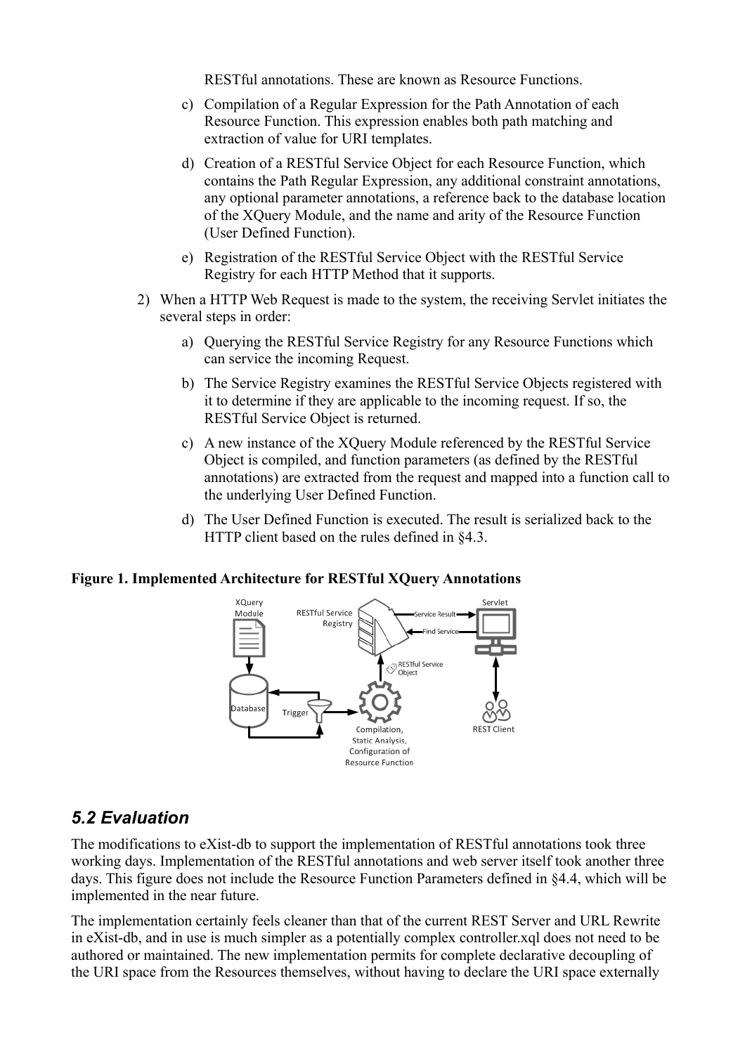RESTful annotations. These are known as Resource Functions.

   c) Compilation of a Regular Expression for the Path Annotation of each Resource Function. This expression enables both path matching and extraction of value for URI templates.

   d) Creation of a RESTful Service Object for each Resource Function, which contains the Path Regular Expression, any additional constraint annotations, any optional parameter annotations, a reference back to the database location of the XQuery Module, and the name and arity of the Resource Function (User Defined Function).

   e) Registration of the RESTful Service Object with the RESTful Service Registry for each HTTP Method that it supports.

2) When a HTTP Web Request is made to the system, the receiving Servlet initiates the several steps in order:

   a) Querying the RESTful Service Registry for any Resource Functions which can service the incoming Request.

   b) The Service Registry examines the RESTful Service Objects registered with it to determine if they are applicable to the incoming request. If so, the RESTful Service Object is returned.

   c) A new instance of the XQuery Module referenced by the RESTful Service Object is compiled, and function parameters (as defined by the RESTful annotations) are extracted from the request and mapped into a function call to the underlying User Defined Function.

   d) The User Defined Function is executed. The result is serialized back to the HTTP client based on the rules defined in §4.3.

**Figure 1. Implemented Architecture for RESTful XQuery Annotations**

## *5.2 Evaluation*

The modifications to eXist-db to support the implementation of RESTful annotations took three working days. Implementation of the RESTful annotations and web server itself took another three days. This figure does not include the Resource Function Parameters defined in §4.4, which will be implemented in the near future.

The implementation certainly feels cleaner than that of the current REST Server and URL Rewrite in eXist-db, and in use is much simpler as a potentially complex controller.xql does not need to be authored or maintained. The new implementation permits for complete declarative decoupling of the URI space from the Resources themselves, without having to declare the URI space externally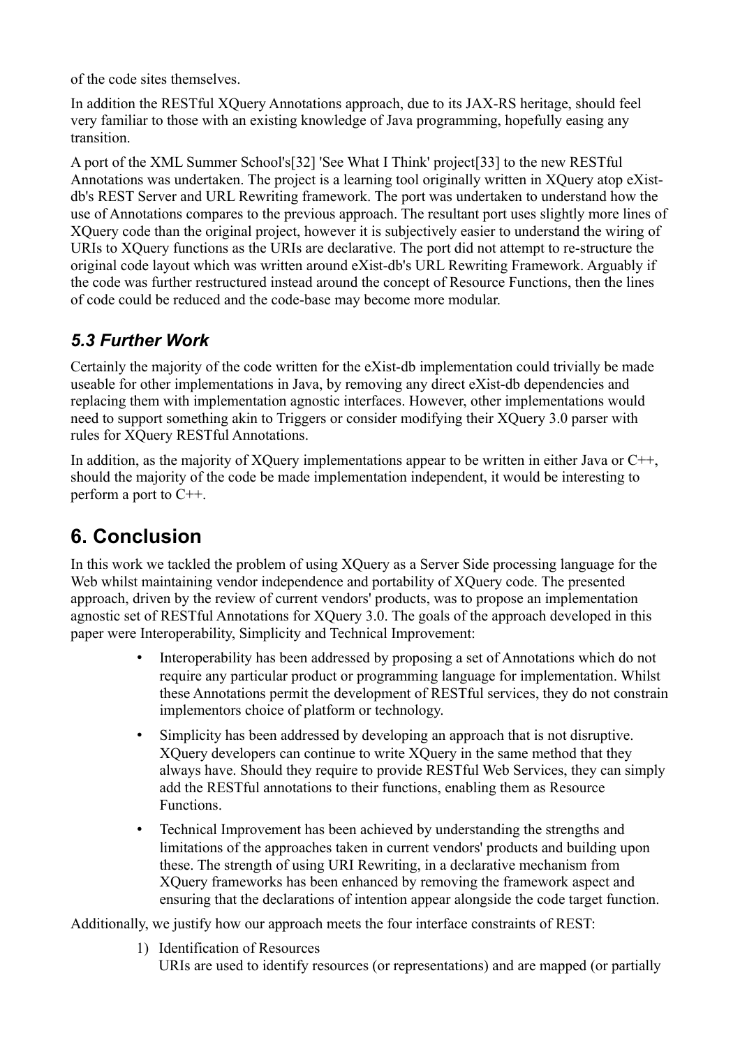of the code sites themselves.

In addition the RESTful XQuery Annotations approach, due to its JAX-RS heritage, should feel very familiar to those with an existing knowledge of Java programming, hopefully easing any transition.

A port of the XML Summer School's[32] 'See What I Think' project[33] to the new RESTful Annotations was undertaken. The project is a learning tool originally written in XQuery atop eXist-db's REST Server and URL Rewriting framework. The port was undertaken to understand how the use of Annotations compares to the previous approach. The resultant port uses slightly more lines of XQuery code than the original project, however it is subjectively easier to understand the wiring of URIs to XQuery functions as the URIs are declarative. The port did not attempt to re-structure the original code layout which was written around eXist-db's URL Rewriting Framework. Arguably if the code was further restructured instead around the concept of Resource Functions, then the lines of code could be reduced and the code-base may become more modular.

### *5.3 Further Work*

Certainly the majority of the code written for the eXist-db implementation could trivially be made useable for other implementations in Java, by removing any direct eXist-db dependencies and replacing them with implementation agnostic interfaces. However, other implementations would need to support something akin to Triggers or consider modifying their XQuery 3.0 parser with rules for XQuery RESTful Annotations.

In addition, as the majority of XQuery implementations appear to be written in either Java or C++, should the majority of the code be made implementation independent, it would be interesting to perform a port to C++.

## 6. Conclusion

In this work we tackled the problem of using XQuery as a Server Side processing language for the Web whilst maintaining vendor independence and portability of XQuery code. The presented approach, driven by the review of current vendors' products, was to propose an implementation agnostic set of RESTful Annotations for XQuery 3.0. The goals of the approach developed in this paper were Interoperability, Simplicity and Technical Improvement:

- Interoperability has been addressed by proposing a set of Annotations which do not require any particular product or programming language for implementation. Whilst these Annotations permit the development of RESTful services, they do not constrain implementors choice of platform or technology.
- Simplicity has been addressed by developing an approach that is not disruptive. XQuery developers can continue to write XQuery in the same method that they always have. Should they require to provide RESTful Web Services, they can simply add the RESTful annotations to their functions, enabling them as Resource Functions.
- Technical Improvement has been achieved by understanding the strengths and limitations of the approaches taken in current vendors' products and building upon these. The strength of using URI Rewriting, in a declarative mechanism from XQuery frameworks has been enhanced by removing the framework aspect and ensuring that the declarations of intention appear alongside the code target function.

Additionally, we justify how our approach meets the four interface constraints of REST:

1) Identification of Resources
   URIs are used to identify resources (or representations) and are mapped (or partially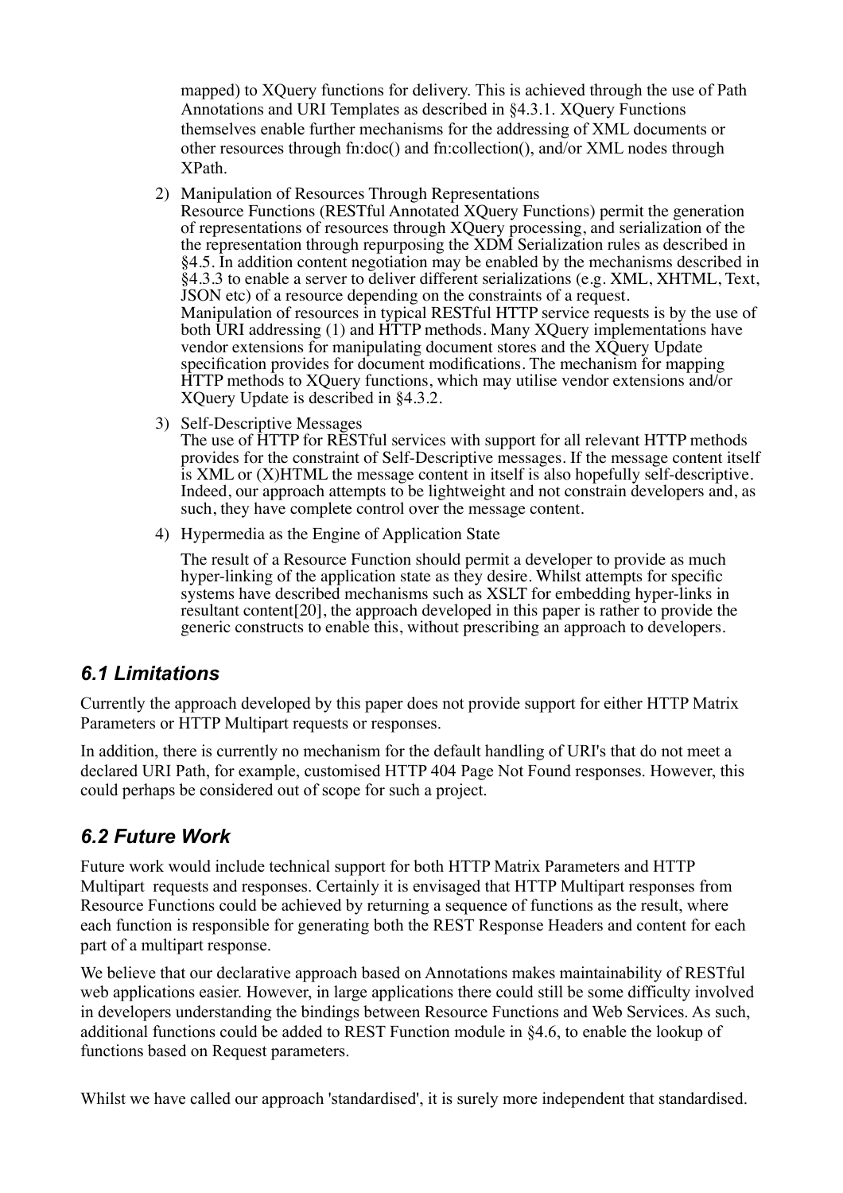mapped) to XQuery functions for delivery. This is achieved through the use of Path Annotations and URI Templates as described in §4.3.1. XQuery Functions themselves enable further mechanisms for the addressing of XML documents or other resources through fn:doc() and fn:collection(), and/or XML nodes through XPath.

2) Manipulation of Resources Through Representations
Resource Functions (RESTful Annotated XQuery Functions) permit the generation of representations of resources through XQuery processing, and serialization of the the representation through repurposing the XDM Serialization rules as described in §4.5. In addition content negotiation may be enabled by the mechanisms described in §4.3.3 to enable a server to deliver different serializations (e.g. XML, XHTML, Text, JSON etc) of a resource depending on the constraints of a request.
Manipulation of resources in typical RESTful HTTP service requests is by the use of both URI addressing (1) and HTTP methods. Many XQuery implementations have vendor extensions for manipulating document stores and the XQuery Update specification provides for document modifications. The mechanism for mapping HTTP methods to XQuery functions, which may utilise vendor extensions and/or XQuery Update is described in §4.3.2.

3) Self-Descriptive Messages
The use of HTTP for RESTful services with support for all relevant HTTP methods provides for the constraint of Self-Descriptive messages. If the message content itself is XML or (X)HTML the message content in itself is also hopefully self-descriptive. Indeed, our approach attempts to be lightweight and not constrain developers and, as such, they have complete control over the message content.

4) Hypermedia as the Engine of Application State

The result of a Resource Function should permit a developer to provide as much hyper-linking of the application state as they desire. Whilst attempts for specific systems have described mechanisms such as XSLT for embedding hyper-links in resultant content[20], the approach developed in this paper is rather to provide the generic constructs to enable this, without prescribing an approach to developers.

## *6.1 Limitations*

Currently the approach developed by this paper does not provide support for either HTTP Matrix Parameters or HTTP Multipart requests or responses.

In addition, there is currently no mechanism for the default handling of URI's that do not meet a declared URI Path, for example, customised HTTP 404 Page Not Found responses. However, this could perhaps be considered out of scope for such a project.

## *6.2 Future Work*

Future work would include technical support for both HTTP Matrix Parameters and HTTP Multipart requests and responses. Certainly it is envisaged that HTTP Multipart responses from Resource Functions could be achieved by returning a sequence of functions as the result, where each function is responsible for generating both the REST Response Headers and content for each part of a multipart response.

We believe that our declarative approach based on Annotations makes maintainability of RESTful web applications easier. However, in large applications there could still be some difficulty involved in developers understanding the bindings between Resource Functions and Web Services. As such, additional functions could be added to REST Function module in §4.6, to enable the lookup of functions based on Request parameters.

Whilst we have called our approach 'standardised', it is surely more independent that standardised.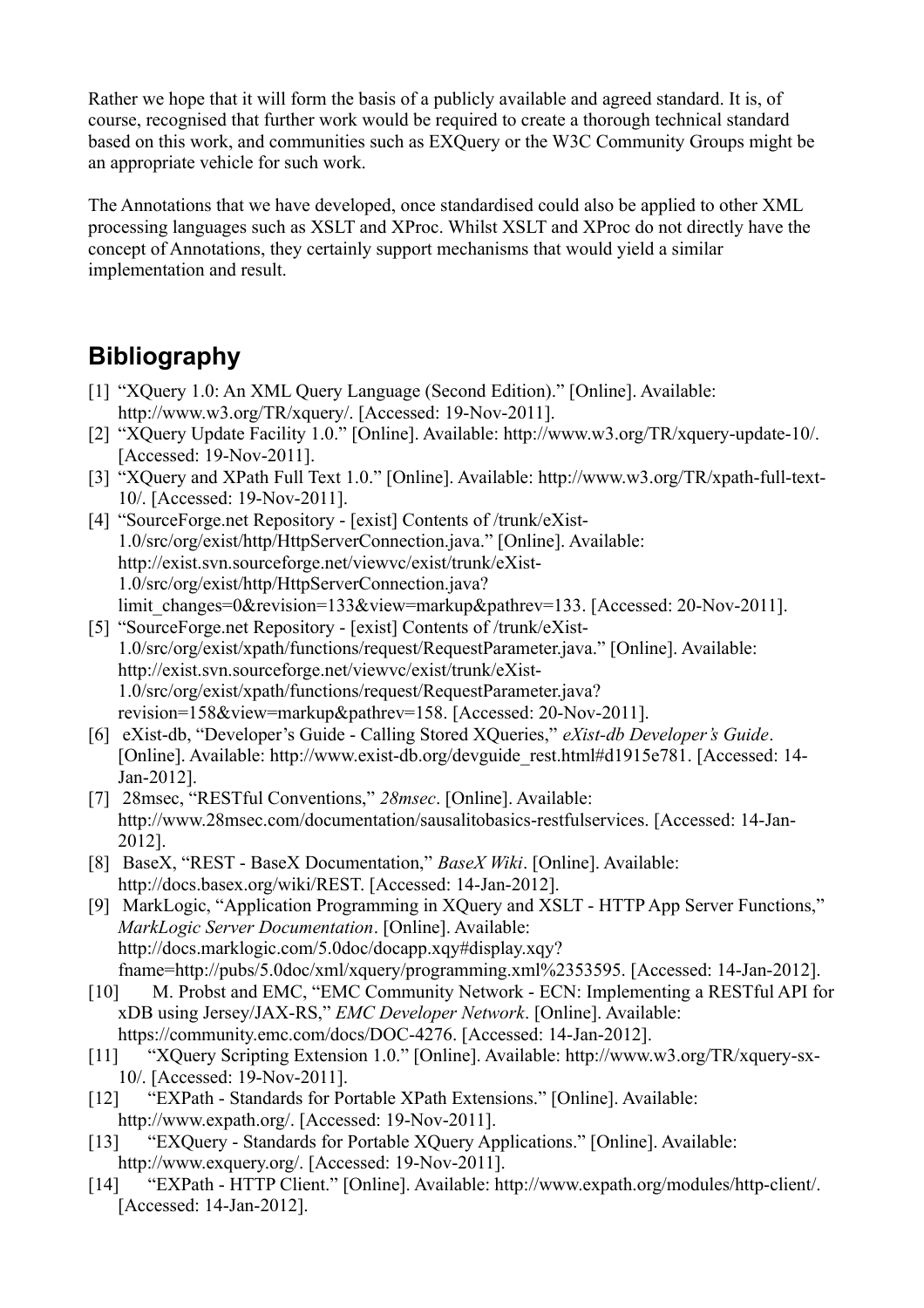Rather we hope that it will form the basis of a publicly available and agreed standard. It is, of course, recognised that further work would be required to create a thorough technical standard based on this work, and communities such as EXQuery or the W3C Community Groups might be an appropriate vehicle for such work.

The Annotations that we have developed, once standardised could also be applied to other XML processing languages such as XSLT and XProc. Whilst XSLT and XProc do not directly have the concept of Annotations, they certainly support mechanisms that would yield a similar implementation and result.

## Bibliography

[1] "XQuery 1.0: An XML Query Language (Second Edition)." [Online]. Available: http://www.w3.org/TR/xquery/. [Accessed: 19-Nov-2011].

[2] "XQuery Update Facility 1.0." [Online]. Available: http://www.w3.org/TR/xquery-update-10/. [Accessed: 19-Nov-2011].

[3] "XQuery and XPath Full Text 1.0." [Online]. Available: http://www.w3.org/TR/xpath-full-text-10/. [Accessed: 19-Nov-2011].

[4] "SourceForge.net Repository - [exist] Contents of /trunk/eXist-1.0/src/org/exist/http/HttpServerConnection.java." [Online]. Available: http://exist.svn.sourceforge.net/viewvc/exist/trunk/eXist-1.0/src/org/exist/http/HttpServerConnection.java?limit_changes=0&revision=133&view=markup&pathrev=133. [Accessed: 20-Nov-2011].

[5] "SourceForge.net Repository - [exist] Contents of /trunk/eXist-1.0/src/org/exist/xpath/functions/request/RequestParameter.java." [Online]. Available: http://exist.svn.sourceforge.net/viewvc/exist/trunk/eXist-1.0/src/org/exist/xpath/functions/request/RequestParameter.java?revision=158&view=markup&pathrev=158. [Accessed: 20-Nov-2011].

[6] eXist-db, "Developer's Guide - Calling Stored XQueries," *eXist-db Developer's Guide*. [Online]. Available: http://www.exist-db.org/devguide_rest.html#d1915e781. [Accessed: 14-Jan-2012].

[7] 28msec, "RESTful Conventions," *28msec*. [Online]. Available: http://www.28msec.com/documentation/sausalitobasics-restfulservices. [Accessed: 14-Jan-2012].

[8] BaseX, "REST - BaseX Documentation," *BaseX Wiki*. [Online]. Available: http://docs.basex.org/wiki/REST. [Accessed: 14-Jan-2012].

[9] MarkLogic, "Application Programming in XQuery and XSLT - HTTP App Server Functions," *MarkLogic Server Documentation*. [Online]. Available: http://docs.marklogic.com/5.0doc/docapp.xqy#display.xqy?fname=http://pubs/5.0doc/xml/xquery/programming.xml%2353595. [Accessed: 14-Jan-2012].

[10] M. Probst and EMC, "EMC Community Network - ECN: Implementing a RESTful API for xDB using Jersey/JAX-RS," *EMC Developer Network*. [Online]. Available: https://community.emc.com/docs/DOC-4276. [Accessed: 14-Jan-2012].

[11] "XQuery Scripting Extension 1.0." [Online]. Available: http://www.w3.org/TR/xquery-sx-10/. [Accessed: 19-Nov-2011].

[12] "EXPath - Standards for Portable XPath Extensions." [Online]. Available: http://www.expath.org/. [Accessed: 19-Nov-2011].

[13] "EXQuery - Standards for Portable XQuery Applications." [Online]. Available: http://www.exquery.org/. [Accessed: 19-Nov-2011].

[14] "EXPath - HTTP Client." [Online]. Available: http://www.expath.org/modules/http-client/. [Accessed: 14-Jan-2012].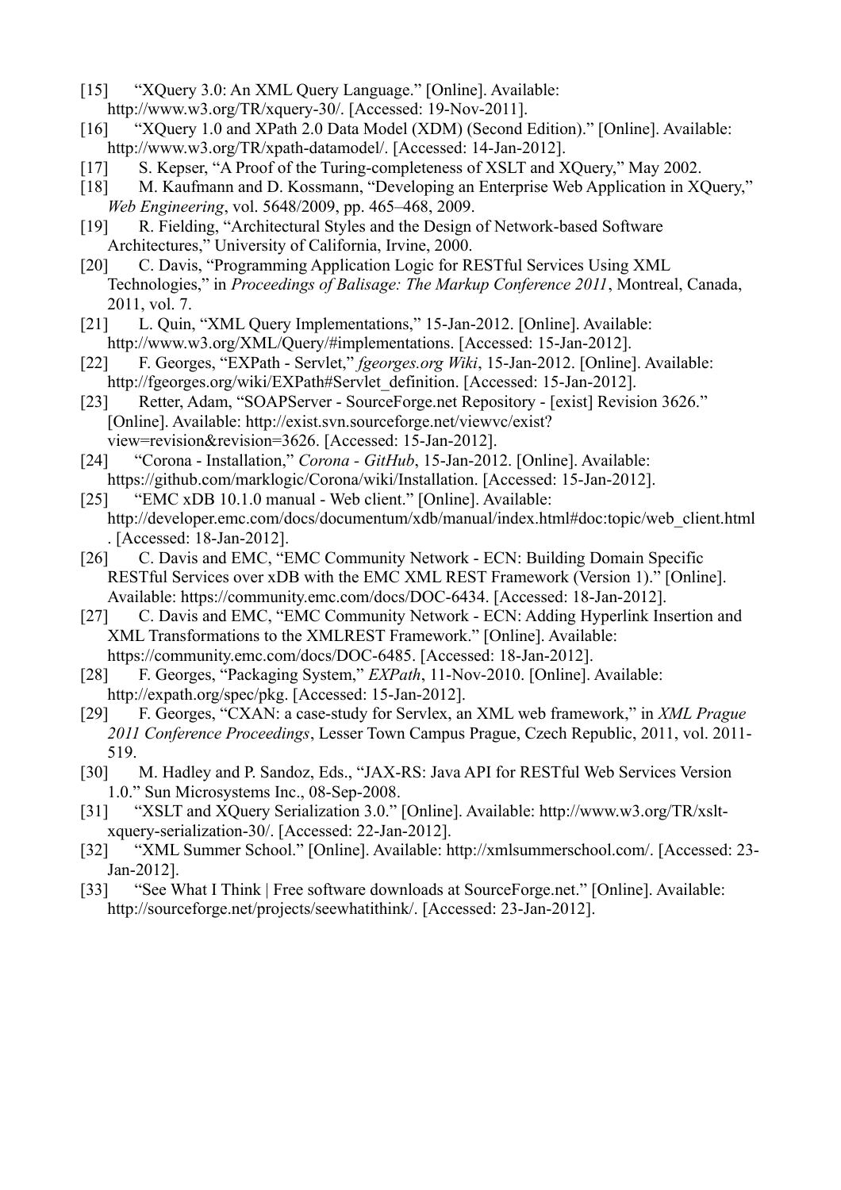[15] "XQuery 3.0: An XML Query Language." [Online]. Available: http://www.w3.org/TR/xquery-30/. [Accessed: 19-Nov-2011].

[16] "XQuery 1.0 and XPath 2.0 Data Model (XDM) (Second Edition)." [Online]. Available: http://www.w3.org/TR/xpath-datamodel/. [Accessed: 14-Jan-2012].

[17] S. Kepser, "A Proof of the Turing-completeness of XSLT and XQuery," May 2002.

[18] M. Kaufmann and D. Kossmann, "Developing an Enterprise Web Application in XQuery," *Web Engineering*, vol. 5648/2009, pp. 465–468, 2009.

[19] R. Fielding, "Architectural Styles and the Design of Network-based Software Architectures," University of California, Irvine, 2000.

[20] C. Davis, "Programming Application Logic for RESTful Services Using XML Technologies," in *Proceedings of Balisage: The Markup Conference 2011*, Montreal, Canada, 2011, vol. 7.

[21] L. Quin, "XML Query Implementations," 15-Jan-2012. [Online]. Available: http://www.w3.org/XML/Query/#implementations. [Accessed: 15-Jan-2012].

[22] F. Georges, "EXPath - Servlet," *fgeorges.org Wiki*, 15-Jan-2012. [Online]. Available: http://fgeorges.org/wiki/EXPath#Servlet_definition. [Accessed: 15-Jan-2012].

[23] Retter, Adam, "SOAPServer - SourceForge.net Repository - [exist] Revision 3626." [Online]. Available: http://exist.svn.sourceforge.net/viewvc/exist?view=revision&revision=3626. [Accessed: 15-Jan-2012].

[24] "Corona - Installation," *Corona - GitHub*, 15-Jan-2012. [Online]. Available: https://github.com/marklogic/Corona/wiki/Installation. [Accessed: 15-Jan-2012].

[25] "EMC xDB 10.1.0 manual - Web client." [Online]. Available: http://developer.emc.com/docs/documentum/xdb/manual/index.html#doc:topic/web_client.html . [Accessed: 18-Jan-2012].

[26] C. Davis and EMC, "EMC Community Network - ECN: Building Domain Specific RESTful Services over xDB with the EMC XML REST Framework (Version 1)." [Online]. Available: https://community.emc.com/docs/DOC-6434. [Accessed: 18-Jan-2012].

[27] C. Davis and EMC, "EMC Community Network - ECN: Adding Hyperlink Insertion and XML Transformations to the XMLREST Framework." [Online]. Available: https://community.emc.com/docs/DOC-6485. [Accessed: 18-Jan-2012].

[28] F. Georges, "Packaging System," *EXPath*, 11-Nov-2010. [Online]. Available: http://expath.org/spec/pkg. [Accessed: 15-Jan-2012].

[29] F. Georges, "CXAN: a case-study for Servlex, an XML web framework," in *XML Prague 2011 Conference Proceedings*, Lesser Town Campus Prague, Czech Republic, 2011, vol. 2011-519.

[30] M. Hadley and P. Sandoz, Eds., "JAX-RS: Java API for RESTful Web Services Version 1.0." Sun Microsystems Inc., 08-Sep-2008.

[31] "XSLT and XQuery Serialization 3.0." [Online]. Available: http://www.w3.org/TR/xslt-xquery-serialization-30/. [Accessed: 22-Jan-2012].

[32] "XML Summer School." [Online]. Available: http://xmlsummerschool.com/. [Accessed: 23-Jan-2012].

[33] "See What I Think | Free software downloads at SourceForge.net." [Online]. Available: http://sourceforge.net/projects/seewhatithink/. [Accessed: 23-Jan-2012].